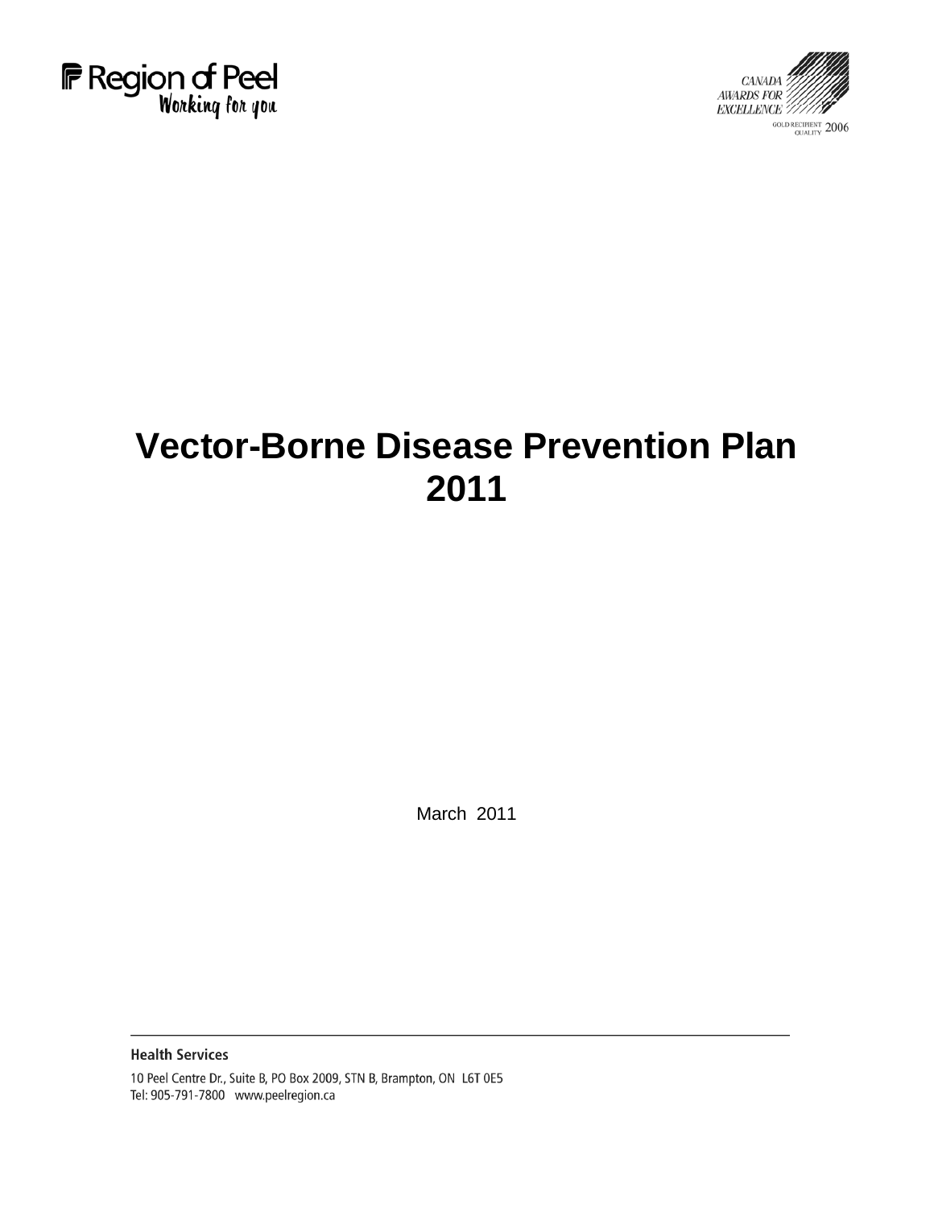Region of Peel

Working for you

CANADA AWARDS FOR EXCELLENCE

GOLD RECIPIENT QUALITY 2006

# Vector-Borne Disease Prevention Plan 2011

March 2011

**Health Services**

10 Peel Centre Dr., Suite B, PO Box 2009, STN B, Brampton, ON L6T 0E5

Tel: 905-791-7800 www.peelregion.ca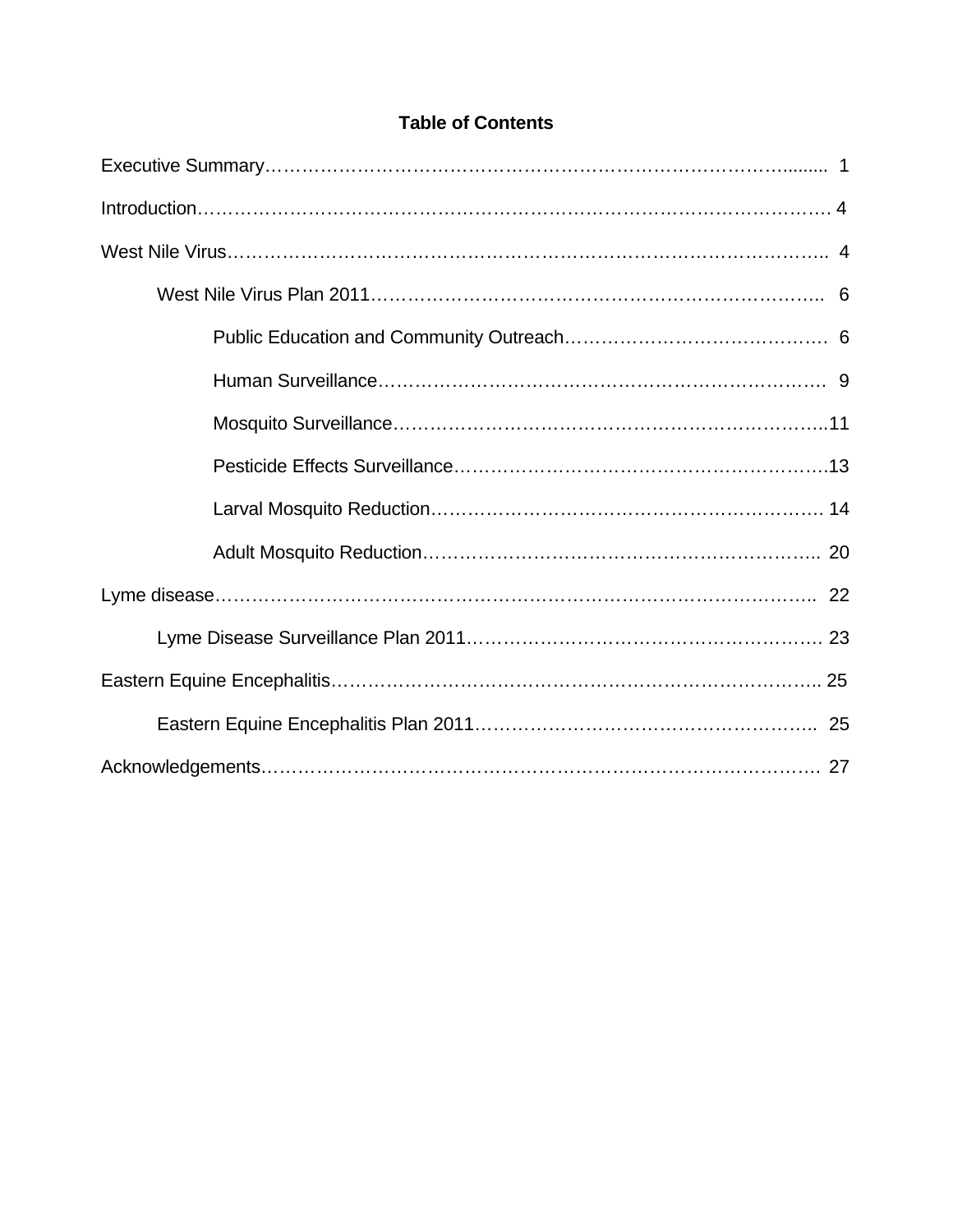## Table of Contents

Executive Summary………………………………………………………………………………........ 1

Introduction………………………………………………………………………………………… 4

West Nile Virus…………………………………………………………………………………….. 4

- West Nile Virus Plan 2011……………………………………………………………….. 6
  - Public Education and Community Outreach…………………………………… 6
  - Human Surveillance……………………………………………………………… 9
  - Mosquito Surveillance…………………………………………………………..11
  - Pesticide Effects Surveillance…………………………………………………….13
  - Larval Mosquito Reduction………………………………………………………. 14
  - Adult Mosquito Reduction……………………………………………………….. 20

Lyme disease……………………………………………………………………………………….. 22

- Lyme Disease Surveillance Plan 2011…………………………………………………. 23

Eastern Equine Encephalitis…………………………………………………………………….. 25

- Eastern Equine Encephalitis Plan 2011……………………………………………….. 25

Acknowledgements………………………………………………………………………………… 27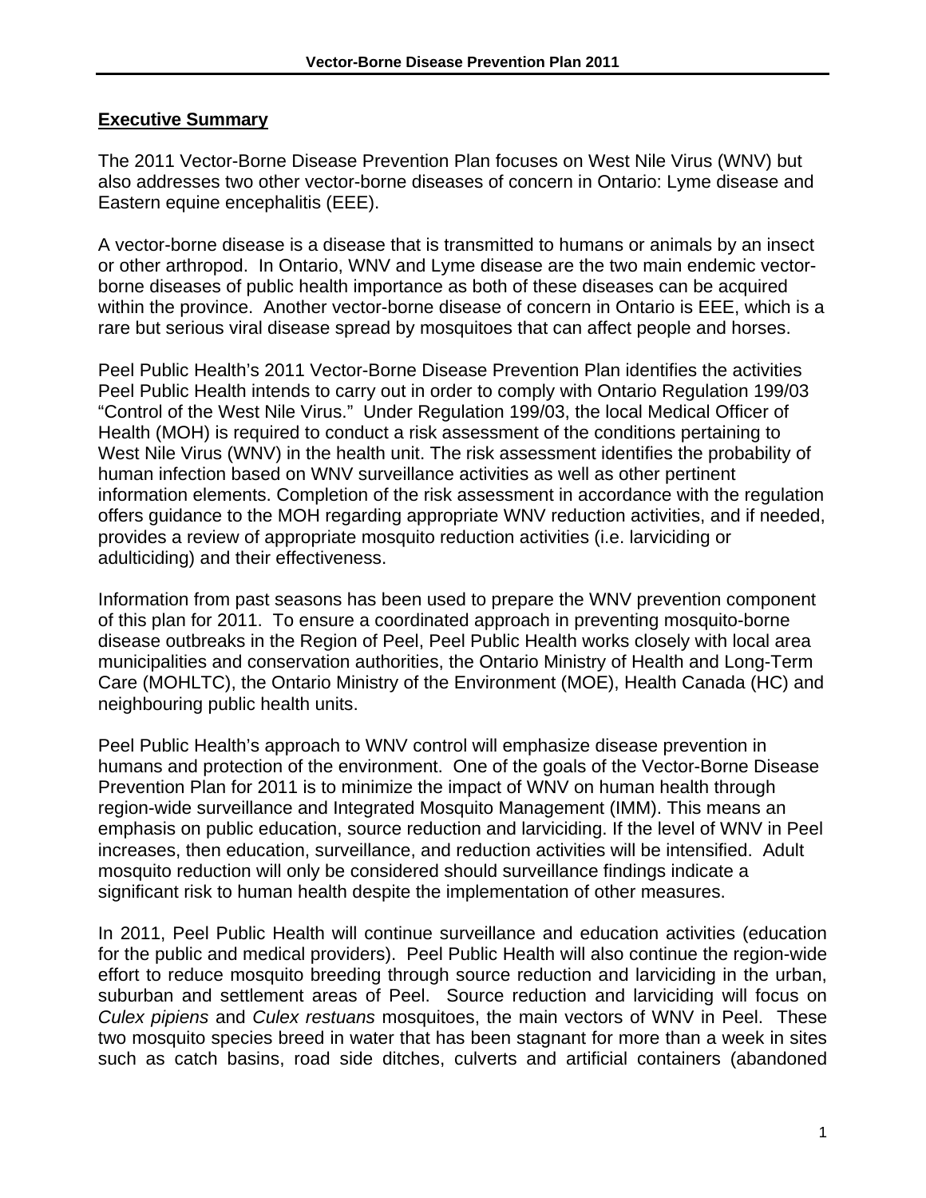## Executive Summary

The 2011 Vector-Borne Disease Prevention Plan focuses on West Nile Virus (WNV) but also addresses two other vector-borne diseases of concern in Ontario: Lyme disease and Eastern equine encephalitis (EEE).

A vector-borne disease is a disease that is transmitted to humans or animals by an insect or other arthropod. In Ontario, WNV and Lyme disease are the two main endemic vector-borne diseases of public health importance as both of these diseases can be acquired within the province. Another vector-borne disease of concern in Ontario is EEE, which is a rare but serious viral disease spread by mosquitoes that can affect people and horses.

Peel Public Health's 2011 Vector-Borne Disease Prevention Plan identifies the activities Peel Public Health intends to carry out in order to comply with Ontario Regulation 199/03 "Control of the West Nile Virus." Under Regulation 199/03, the local Medical Officer of Health (MOH) is required to conduct a risk assessment of the conditions pertaining to West Nile Virus (WNV) in the health unit. The risk assessment identifies the probability of human infection based on WNV surveillance activities as well as other pertinent information elements. Completion of the risk assessment in accordance with the regulation offers guidance to the MOH regarding appropriate WNV reduction activities, and if needed, provides a review of appropriate mosquito reduction activities (i.e. larviciding or adulticiding) and their effectiveness.

Information from past seasons has been used to prepare the WNV prevention component of this plan for 2011. To ensure a coordinated approach in preventing mosquito-borne disease outbreaks in the Region of Peel, Peel Public Health works closely with local area municipalities and conservation authorities, the Ontario Ministry of Health and Long-Term Care (MOHLTC), the Ontario Ministry of the Environment (MOE), Health Canada (HC) and neighbouring public health units.

Peel Public Health's approach to WNV control will emphasize disease prevention in humans and protection of the environment. One of the goals of the Vector-Borne Disease Prevention Plan for 2011 is to minimize the impact of WNV on human health through region-wide surveillance and Integrated Mosquito Management (IMM). This means an emphasis on public education, source reduction and larviciding. If the level of WNV in Peel increases, then education, surveillance, and reduction activities will be intensified. Adult mosquito reduction will only be considered should surveillance findings indicate a significant risk to human health despite the implementation of other measures.

In 2011, Peel Public Health will continue surveillance and education activities (education for the public and medical providers). Peel Public Health will also continue the region-wide effort to reduce mosquito breeding through source reduction and larviciding in the urban, suburban and settlement areas of Peel. Source reduction and larviciding will focus on *Culex pipiens* and *Culex restuans* mosquitoes, the main vectors of WNV in Peel. These two mosquito species breed in water that has been stagnant for more than a week in sites such as catch basins, road side ditches, culverts and artificial containers (abandoned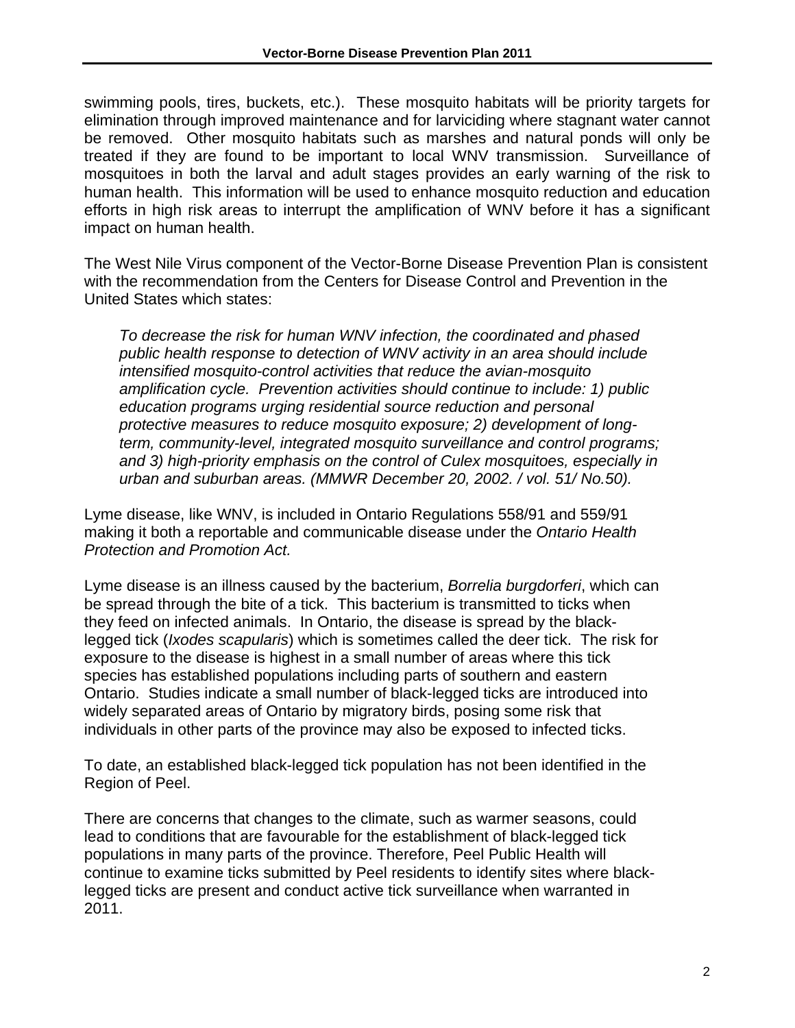swimming pools, tires, buckets, etc.). These mosquito habitats will be priority targets for elimination through improved maintenance and for larviciding where stagnant water cannot be removed. Other mosquito habitats such as marshes and natural ponds will only be treated if they are found to be important to local WNV transmission. Surveillance of mosquitoes in both the larval and adult stages provides an early warning of the risk to human health. This information will be used to enhance mosquito reduction and education efforts in high risk areas to interrupt the amplification of WNV before it has a significant impact on human health.

The West Nile Virus component of the Vector-Borne Disease Prevention Plan is consistent with the recommendation from the Centers for Disease Control and Prevention in the United States which states:

> *To decrease the risk for human WNV infection, the coordinated and phased public health response to detection of WNV activity in an area should include intensified mosquito-control activities that reduce the avian-mosquito amplification cycle. Prevention activities should continue to include: 1) public education programs urging residential source reduction and personal protective measures to reduce mosquito exposure; 2) development of long-term, community-level, integrated mosquito surveillance and control programs; and 3) high-priority emphasis on the control of Culex mosquitoes, especially in urban and suburban areas. (MMWR December 20, 2002. / vol. 51/ No.50).*

Lyme disease, like WNV, is included in Ontario Regulations 558/91 and 559/91 making it both a reportable and communicable disease under the *Ontario Health Protection and Promotion Act.*

Lyme disease is an illness caused by the bacterium, *Borrelia burgdorferi*, which can be spread through the bite of a tick. This bacterium is transmitted to ticks when they feed on infected animals. In Ontario, the disease is spread by the black-legged tick (*Ixodes scapularis*) which is sometimes called the deer tick. The risk for exposure to the disease is highest in a small number of areas where this tick species has established populations including parts of southern and eastern Ontario. Studies indicate a small number of black-legged ticks are introduced into widely separated areas of Ontario by migratory birds, posing some risk that individuals in other parts of the province may also be exposed to infected ticks.

To date, an established black-legged tick population has not been identified in the Region of Peel.

There are concerns that changes to the climate, such as warmer seasons, could lead to conditions that are favourable for the establishment of black-legged tick populations in many parts of the province. Therefore, Peel Public Health will continue to examine ticks submitted by Peel residents to identify sites where black-legged ticks are present and conduct active tick surveillance when warranted in 2011.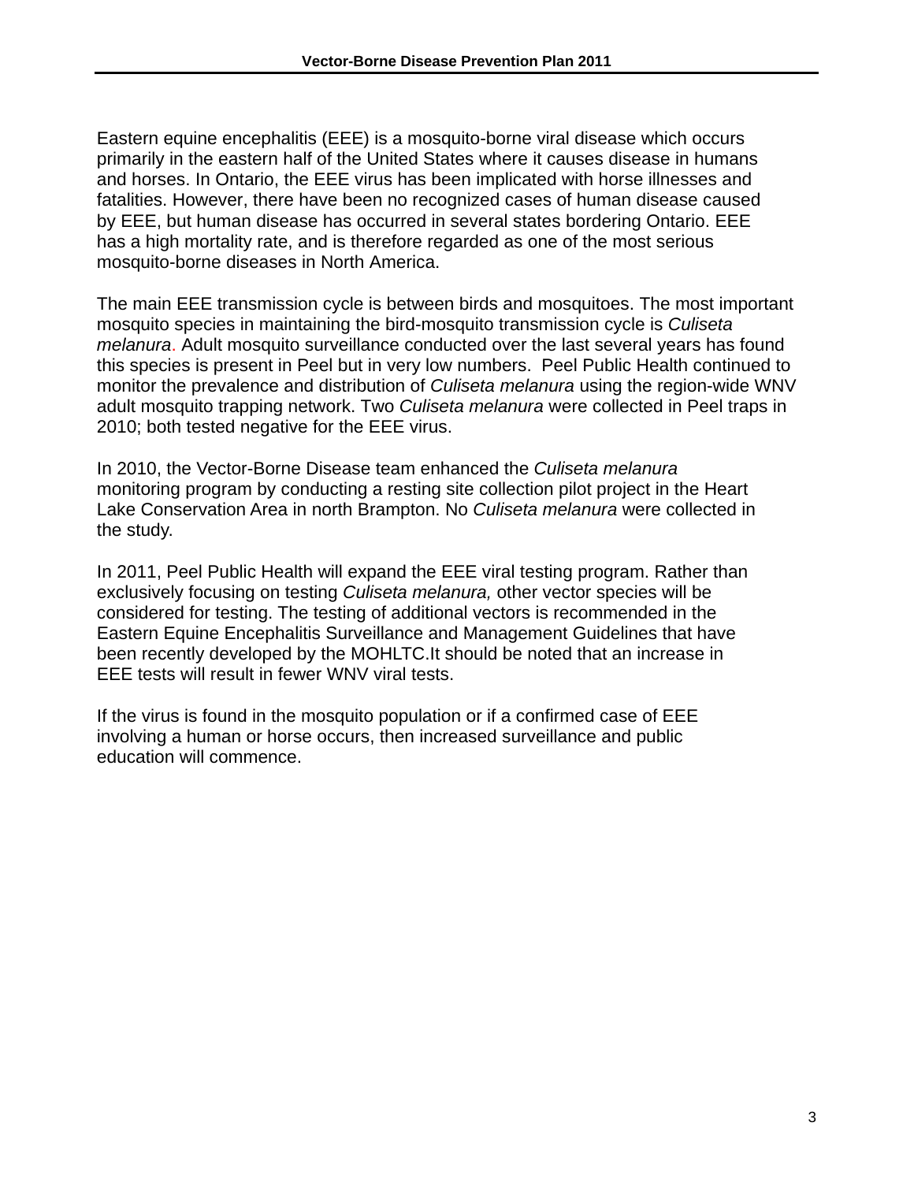Eastern equine encephalitis (EEE) is a mosquito-borne viral disease which occurs primarily in the eastern half of the United States where it causes disease in humans and horses. In Ontario, the EEE virus has been implicated with horse illnesses and fatalities. However, there have been no recognized cases of human disease caused by EEE, but human disease has occurred in several states bordering Ontario. EEE has a high mortality rate, and is therefore regarded as one of the most serious mosquito-borne diseases in North America.

The main EEE transmission cycle is between birds and mosquitoes. The most important mosquito species in maintaining the bird-mosquito transmission cycle is *Culiseta melanura*. Adult mosquito surveillance conducted over the last several years has found this species is present in Peel but in very low numbers. Peel Public Health continued to monitor the prevalence and distribution of *Culiseta melanura* using the region-wide WNV adult mosquito trapping network. Two *Culiseta melanura* were collected in Peel traps in 2010; both tested negative for the EEE virus.

In 2010, the Vector-Borne Disease team enhanced the *Culiseta melanura* monitoring program by conducting a resting site collection pilot project in the Heart Lake Conservation Area in north Brampton. No *Culiseta melanura* were collected in the study.

In 2011, Peel Public Health will expand the EEE viral testing program. Rather than exclusively focusing on testing *Culiseta melanura,* other vector species will be considered for testing. The testing of additional vectors is recommended in the Eastern Equine Encephalitis Surveillance and Management Guidelines that have been recently developed by the MOHLTC.It should be noted that an increase in EEE tests will result in fewer WNV viral tests.

If the virus is found in the mosquito population or if a confirmed case of EEE involving a human or horse occurs, then increased surveillance and public education will commence.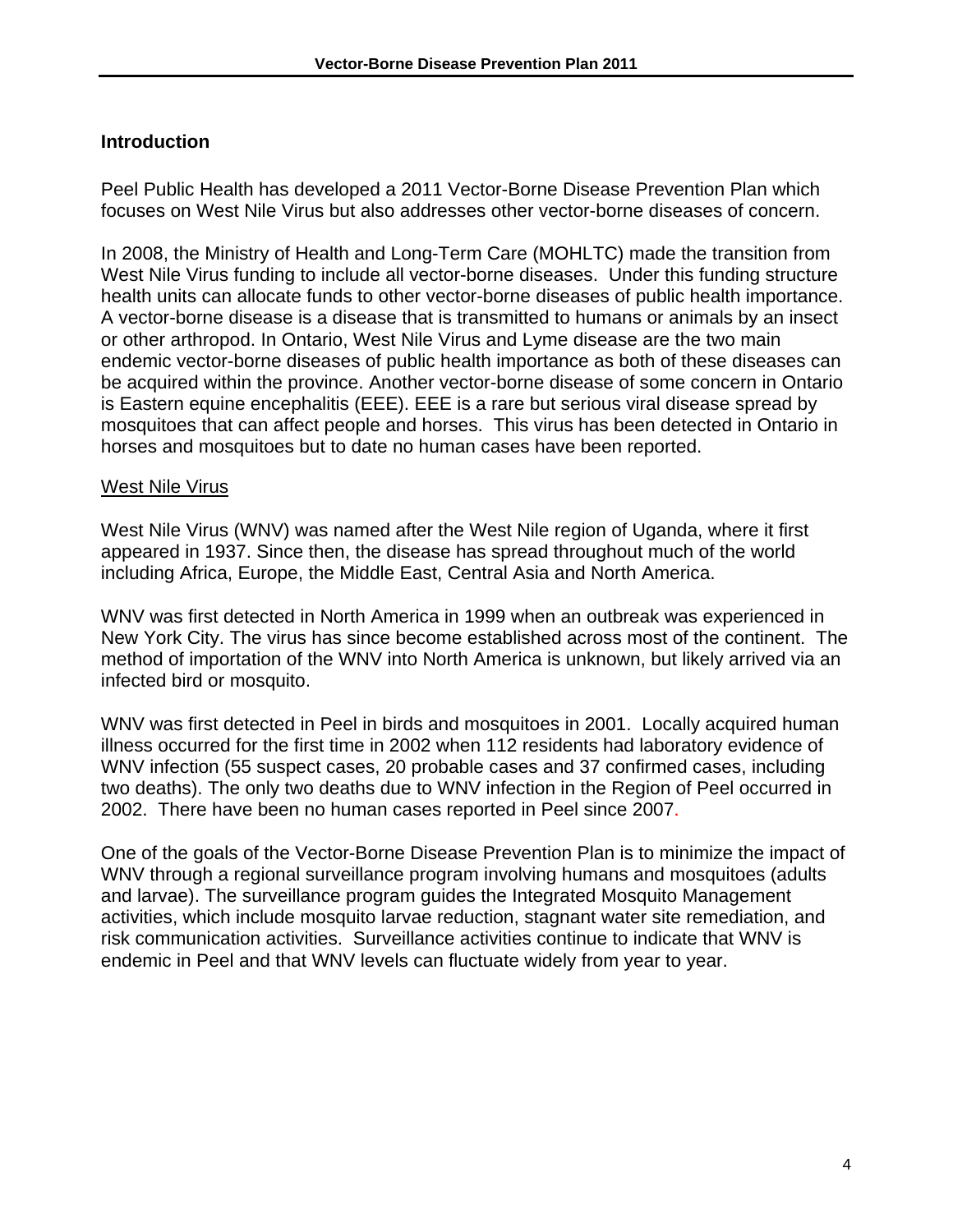## Introduction

Peel Public Health has developed a 2011 Vector-Borne Disease Prevention Plan which focuses on West Nile Virus but also addresses other vector-borne diseases of concern.

In 2008, the Ministry of Health and Long-Term Care (MOHLTC) made the transition from West Nile Virus funding to include all vector-borne diseases. Under this funding structure health units can allocate funds to other vector-borne diseases of public health importance. A vector-borne disease is a disease that is transmitted to humans or animals by an insect or other arthropod. In Ontario, West Nile Virus and Lyme disease are the two main endemic vector-borne diseases of public health importance as both of these diseases can be acquired within the province. Another vector-borne disease of some concern in Ontario is Eastern equine encephalitis (EEE). EEE is a rare but serious viral disease spread by mosquitoes that can affect people and horses. This virus has been detected in Ontario in horses and mosquitoes but to date no human cases have been reported.

### West Nile Virus

West Nile Virus (WNV) was named after the West Nile region of Uganda, where it first appeared in 1937. Since then, the disease has spread throughout much of the world including Africa, Europe, the Middle East, Central Asia and North America.

WNV was first detected in North America in 1999 when an outbreak was experienced in New York City. The virus has since become established across most of the continent. The method of importation of the WNV into North America is unknown, but likely arrived via an infected bird or mosquito.

WNV was first detected in Peel in birds and mosquitoes in 2001. Locally acquired human illness occurred for the first time in 2002 when 112 residents had laboratory evidence of WNV infection (55 suspect cases, 20 probable cases and 37 confirmed cases, including two deaths). The only two deaths due to WNV infection in the Region of Peel occurred in 2002. There have been no human cases reported in Peel since 2007.

One of the goals of the Vector-Borne Disease Prevention Plan is to minimize the impact of WNV through a regional surveillance program involving humans and mosquitoes (adults and larvae). The surveillance program guides the Integrated Mosquito Management activities, which include mosquito larvae reduction, stagnant water site remediation, and risk communication activities. Surveillance activities continue to indicate that WNV is endemic in Peel and that WNV levels can fluctuate widely from year to year.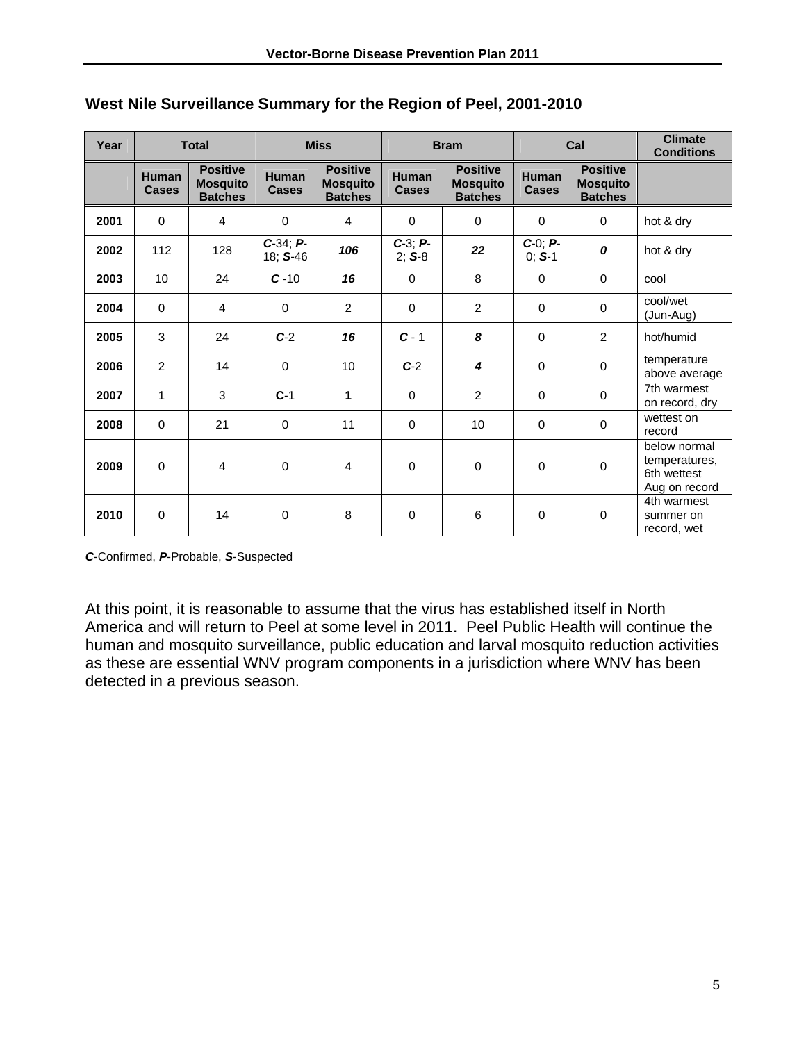## West Nile Surveillance Summary for the Region of Peel, 2001-2010

| Year | Total | | Miss | | Bram | | Cal | | Climate Conditions |
|---|---|---|---|---|---|---|---|---|---|
| | Human Cases | Positive Mosquito Batches | Human Cases | Positive Mosquito Batches | Human Cases | Positive Mosquito Batches | Human Cases | Positive Mosquito Batches | |
| **2001** | 0 | 4 | 0 | 4 | 0 | 0 | 0 | 0 | hot & dry |
| **2002** | 112 | 128 | ***C***-34; ***P***-18; ***S***-46 | ***106*** | ***C***-3; ***P***-2; ***S***-8 | ***22*** | ***C***-0; ***P***-0; ***S***-1 | ***0*** | hot & dry |
| **2003** | 10 | 24 | ***C*** -10 | ***16*** | 0 | 8 | 0 | 0 | cool |
| **2004** | 0 | 4 | 0 | 2 | 0 | 2 | 0 | 0 | cool/wet (Jun-Aug) |
| **2005** | 3 | 24 | ***C***-2 | ***16*** | ***C*** - 1 | ***8*** | 0 | 2 | hot/humid |
| **2006** | 2 | 14 | 0 | 10 | ***C***-2 | ***4*** | 0 | 0 | temperature above average |
| **2007** | 1 | 3 | **C**-1 | **1** | 0 | 2 | 0 | 0 | 7th warmest on record, dry |
| **2008** | 0 | 21 | 0 | 11 | 0 | 10 | 0 | 0 | wettest on record |
| **2009** | 0 | 4 | 0 | 4 | 0 | 0 | 0 | 0 | below normal temperatures, 6th wettest Aug on record |
| **2010** | 0 | 14 | 0 | 8 | 0 | 6 | 0 | 0 | 4th warmest summer on record, wet |

***C***-Confirmed, ***P***-Probable, ***S***-Suspected

At this point, it is reasonable to assume that the virus has established itself in North America and will return to Peel at some level in 2011. Peel Public Health will continue the human and mosquito surveillance, public education and larval mosquito reduction activities as these are essential WNV program components in a jurisdiction where WNV has been detected in a previous season.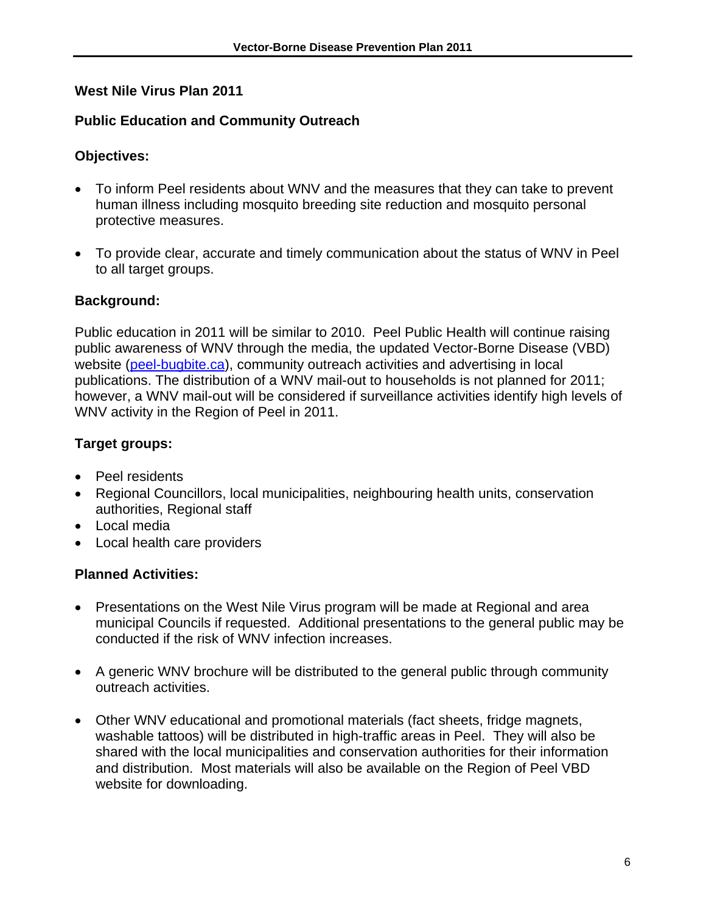## West Nile Virus Plan 2011

### Public Education and Community Outreach

**Objectives:**

- To inform Peel residents about WNV and the measures that they can take to prevent human illness including mosquito breeding site reduction and mosquito personal protective measures.
- To provide clear, accurate and timely communication about the status of WNV in Peel to all target groups.

**Background:**

Public education in 2011 will be similar to 2010. Peel Public Health will continue raising public awareness of WNV through the media, the updated Vector-Borne Disease (VBD) website (peel-bugbite.ca), community outreach activities and advertising in local publications. The distribution of a WNV mail-out to households is not planned for 2011; however, a WNV mail-out will be considered if surveillance activities identify high levels of WNV activity in the Region of Peel in 2011.

**Target groups:**

- Peel residents
- Regional Councillors, local municipalities, neighbouring health units, conservation authorities, Regional staff
- Local media
- Local health care providers

**Planned Activities:**

- Presentations on the West Nile Virus program will be made at Regional and area municipal Councils if requested. Additional presentations to the general public may be conducted if the risk of WNV infection increases.
- A generic WNV brochure will be distributed to the general public through community outreach activities.
- Other WNV educational and promotional materials (fact sheets, fridge magnets, washable tattoos) will be distributed in high-traffic areas in Peel. They will also be shared with the local municipalities and conservation authorities for their information and distribution. Most materials will also be available on the Region of Peel VBD website for downloading.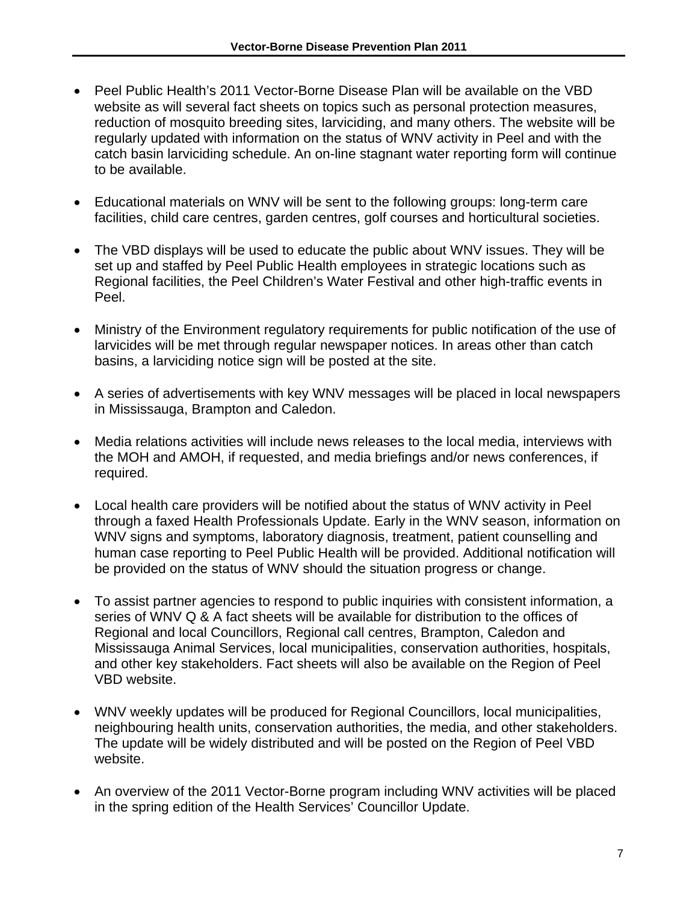- Peel Public Health's 2011 Vector-Borne Disease Plan will be available on the VBD website as will several fact sheets on topics such as personal protection measures, reduction of mosquito breeding sites, larviciding, and many others. The website will be regularly updated with information on the status of WNV activity in Peel and with the catch basin larviciding schedule. An on-line stagnant water reporting form will continue to be available.

- Educational materials on WNV will be sent to the following groups: long-term care facilities, child care centres, garden centres, golf courses and horticultural societies.

- The VBD displays will be used to educate the public about WNV issues. They will be set up and staffed by Peel Public Health employees in strategic locations such as Regional facilities, the Peel Children's Water Festival and other high-traffic events in Peel.

- Ministry of the Environment regulatory requirements for public notification of the use of larvicides will be met through regular newspaper notices. In areas other than catch basins, a larviciding notice sign will be posted at the site.

- A series of advertisements with key WNV messages will be placed in local newspapers in Mississauga, Brampton and Caledon.

- Media relations activities will include news releases to the local media, interviews with the MOH and AMOH, if requested, and media briefings and/or news conferences, if required.

- Local health care providers will be notified about the status of WNV activity in Peel through a faxed Health Professionals Update. Early in the WNV season, information on WNV signs and symptoms, laboratory diagnosis, treatment, patient counselling and human case reporting to Peel Public Health will be provided. Additional notification will be provided on the status of WNV should the situation progress or change.

- To assist partner agencies to respond to public inquiries with consistent information, a series of WNV Q & A fact sheets will be available for distribution to the offices of Regional and local Councillors, Regional call centres, Brampton, Caledon and Mississauga Animal Services, local municipalities, conservation authorities, hospitals, and other key stakeholders. Fact sheets will also be available on the Region of Peel VBD website.

- WNV weekly updates will be produced for Regional Councillors, local municipalities, neighbouring health units, conservation authorities, the media, and other stakeholders. The update will be widely distributed and will be posted on the Region of Peel VBD website.

- An overview of the 2011 Vector-Borne program including WNV activities will be placed in the spring edition of the Health Services' Councillor Update.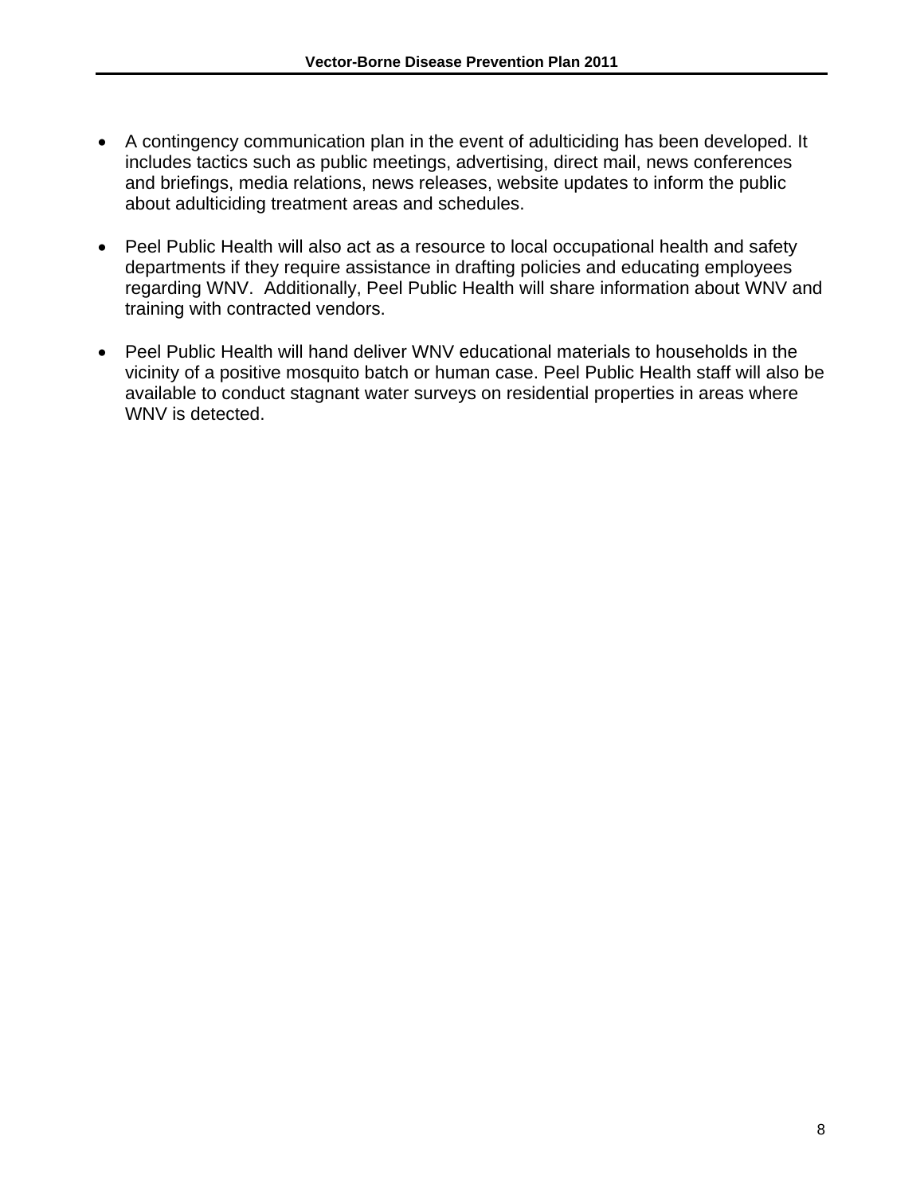- A contingency communication plan in the event of adulticiding has been developed. It includes tactics such as public meetings, advertising, direct mail, news conferences and briefings, media relations, news releases, website updates to inform the public about adulticiding treatment areas and schedules.

- Peel Public Health will also act as a resource to local occupational health and safety departments if they require assistance in drafting policies and educating employees regarding WNV. Additionally, Peel Public Health will share information about WNV and training with contracted vendors.

- Peel Public Health will hand deliver WNV educational materials to households in the vicinity of a positive mosquito batch or human case. Peel Public Health staff will also be available to conduct stagnant water surveys on residential properties in areas where WNV is detected.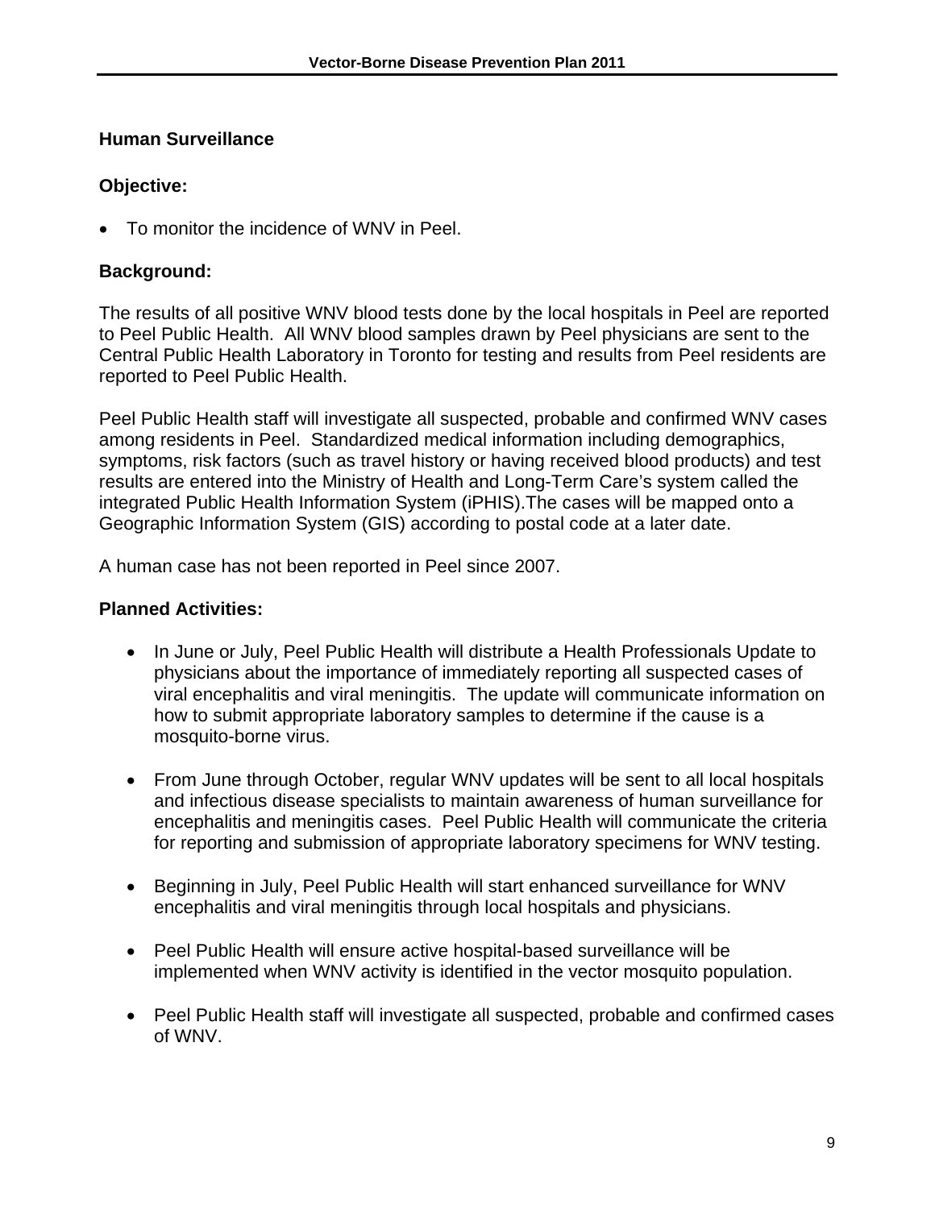## Human Surveillance

### Objective:

- To monitor the incidence of WNV in Peel.

### Background:

The results of all positive WNV blood tests done by the local hospitals in Peel are reported to Peel Public Health. All WNV blood samples drawn by Peel physicians are sent to the Central Public Health Laboratory in Toronto for testing and results from Peel residents are reported to Peel Public Health.

Peel Public Health staff will investigate all suspected, probable and confirmed WNV cases among residents in Peel. Standardized medical information including demographics, symptoms, risk factors (such as travel history or having received blood products) and test results are entered into the Ministry of Health and Long-Term Care's system called the integrated Public Health Information System (iPHIS).The cases will be mapped onto a Geographic Information System (GIS) according to postal code at a later date.

A human case has not been reported in Peel since 2007.

### Planned Activities:

- In June or July, Peel Public Health will distribute a Health Professionals Update to physicians about the importance of immediately reporting all suspected cases of viral encephalitis and viral meningitis. The update will communicate information on how to submit appropriate laboratory samples to determine if the cause is a mosquito-borne virus.

- From June through October, regular WNV updates will be sent to all local hospitals and infectious disease specialists to maintain awareness of human surveillance for encephalitis and meningitis cases. Peel Public Health will communicate the criteria for reporting and submission of appropriate laboratory specimens for WNV testing.

- Beginning in July, Peel Public Health will start enhanced surveillance for WNV encephalitis and viral meningitis through local hospitals and physicians.

- Peel Public Health will ensure active hospital-based surveillance will be implemented when WNV activity is identified in the vector mosquito population.

- Peel Public Health staff will investigate all suspected, probable and confirmed cases of WNV.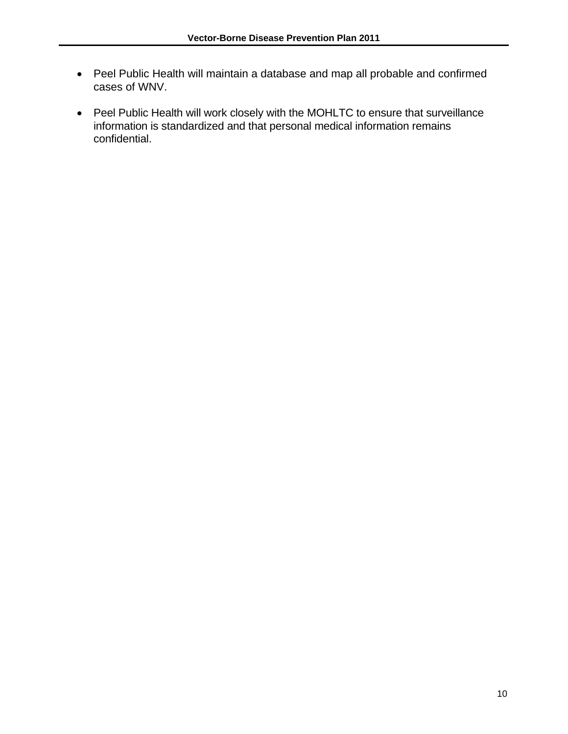- Peel Public Health will maintain a database and map all probable and confirmed cases of WNV.

- Peel Public Health will work closely with the MOHLTC to ensure that surveillance information is standardized and that personal medical information remains confidential.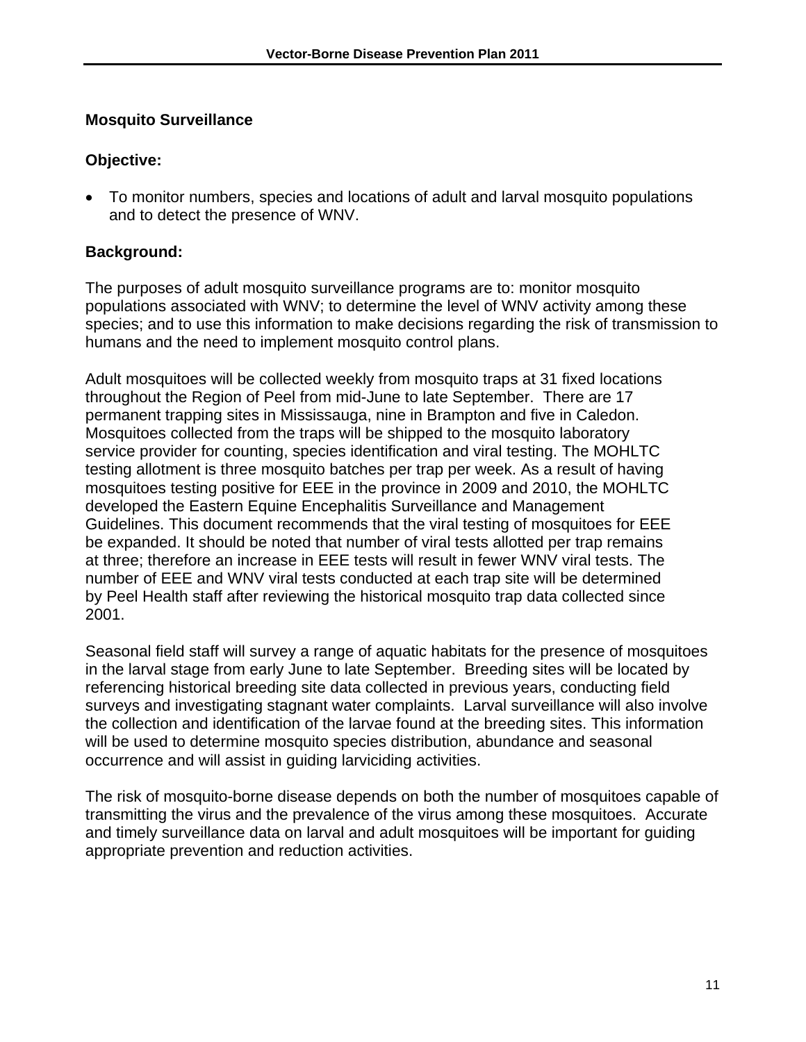## Mosquito Surveillance

### Objective:

- To monitor numbers, species and locations of adult and larval mosquito populations and to detect the presence of WNV.

### Background:

The purposes of adult mosquito surveillance programs are to: monitor mosquito populations associated with WNV; to determine the level of WNV activity among these species; and to use this information to make decisions regarding the risk of transmission to humans and the need to implement mosquito control plans.

Adult mosquitoes will be collected weekly from mosquito traps at 31 fixed locations throughout the Region of Peel from mid-June to late September. There are 17 permanent trapping sites in Mississauga, nine in Brampton and five in Caledon. Mosquitoes collected from the traps will be shipped to the mosquito laboratory service provider for counting, species identification and viral testing. The MOHLTC testing allotment is three mosquito batches per trap per week. As a result of having mosquitoes testing positive for EEE in the province in 2009 and 2010, the MOHLTC developed the Eastern Equine Encephalitis Surveillance and Management Guidelines. This document recommends that the viral testing of mosquitoes for EEE be expanded. It should be noted that number of viral tests allotted per trap remains at three; therefore an increase in EEE tests will result in fewer WNV viral tests. The number of EEE and WNV viral tests conducted at each trap site will be determined by Peel Health staff after reviewing the historical mosquito trap data collected since 2001.

Seasonal field staff will survey a range of aquatic habitats for the presence of mosquitoes in the larval stage from early June to late September. Breeding sites will be located by referencing historical breeding site data collected in previous years, conducting field surveys and investigating stagnant water complaints. Larval surveillance will also involve the collection and identification of the larvae found at the breeding sites. This information will be used to determine mosquito species distribution, abundance and seasonal occurrence and will assist in guiding larviciding activities.

The risk of mosquito-borne disease depends on both the number of mosquitoes capable of transmitting the virus and the prevalence of the virus among these mosquitoes. Accurate and timely surveillance data on larval and adult mosquitoes will be important for guiding appropriate prevention and reduction activities.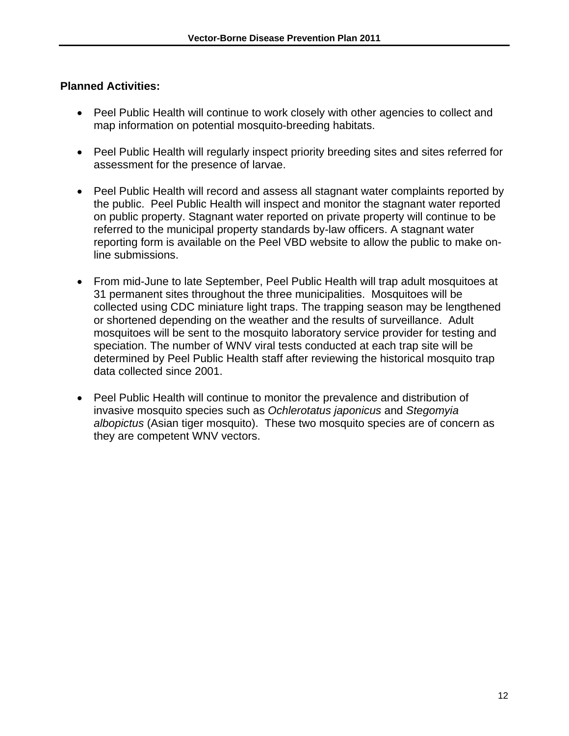**Planned Activities:**

- Peel Public Health will continue to work closely with other agencies to collect and map information on potential mosquito-breeding habitats.
- Peel Public Health will regularly inspect priority breeding sites and sites referred for assessment for the presence of larvae.
- Peel Public Health will record and assess all stagnant water complaints reported by the public. Peel Public Health will inspect and monitor the stagnant water reported on public property. Stagnant water reported on private property will continue to be referred to the municipal property standards by-law officers. A stagnant water reporting form is available on the Peel VBD website to allow the public to make on-line submissions.
- From mid-June to late September, Peel Public Health will trap adult mosquitoes at 31 permanent sites throughout the three municipalities. Mosquitoes will be collected using CDC miniature light traps. The trapping season may be lengthened or shortened depending on the weather and the results of surveillance. Adult mosquitoes will be sent to the mosquito laboratory service provider for testing and speciation. The number of WNV viral tests conducted at each trap site will be determined by Peel Public Health staff after reviewing the historical mosquito trap data collected since 2001.
- Peel Public Health will continue to monitor the prevalence and distribution of invasive mosquito species such as *Ochlerotatus japonicus* and *Stegomyia albopictus* (Asian tiger mosquito). These two mosquito species are of concern as they are competent WNV vectors.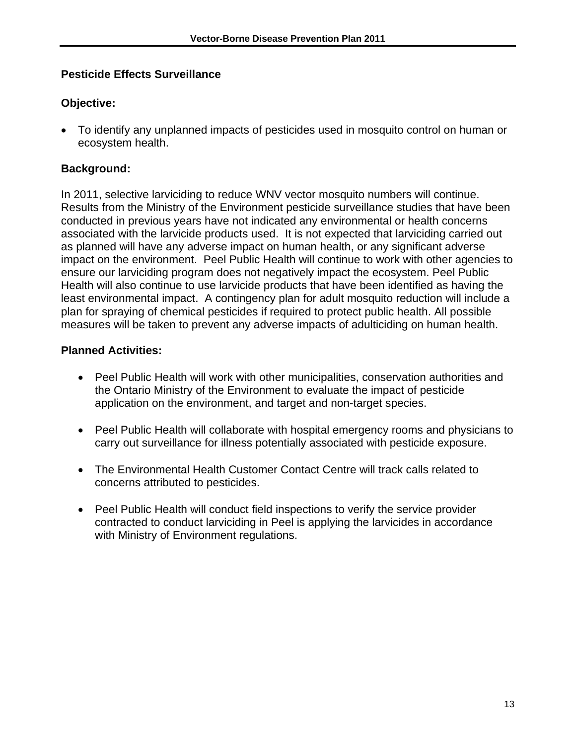## Pesticide Effects Surveillance

### Objective:

- To identify any unplanned impacts of pesticides used in mosquito control on human or ecosystem health.

### Background:

In 2011, selective larviciding to reduce WNV vector mosquito numbers will continue. Results from the Ministry of the Environment pesticide surveillance studies that have been conducted in previous years have not indicated any environmental or health concerns associated with the larvicide products used. It is not expected that larviciding carried out as planned will have any adverse impact on human health, or any significant adverse impact on the environment. Peel Public Health will continue to work with other agencies to ensure our larviciding program does not negatively impact the ecosystem. Peel Public Health will also continue to use larvicide products that have been identified as having the least environmental impact. A contingency plan for adult mosquito reduction will include a plan for spraying of chemical pesticides if required to protect public health. All possible measures will be taken to prevent any adverse impacts of adulticiding on human health.

### Planned Activities:

- Peel Public Health will work with other municipalities, conservation authorities and the Ontario Ministry of the Environment to evaluate the impact of pesticide application on the environment, and target and non-target species.
- Peel Public Health will collaborate with hospital emergency rooms and physicians to carry out surveillance for illness potentially associated with pesticide exposure.
- The Environmental Health Customer Contact Centre will track calls related to concerns attributed to pesticides.
- Peel Public Health will conduct field inspections to verify the service provider contracted to conduct larviciding in Peel is applying the larvicides in accordance with Ministry of Environment regulations.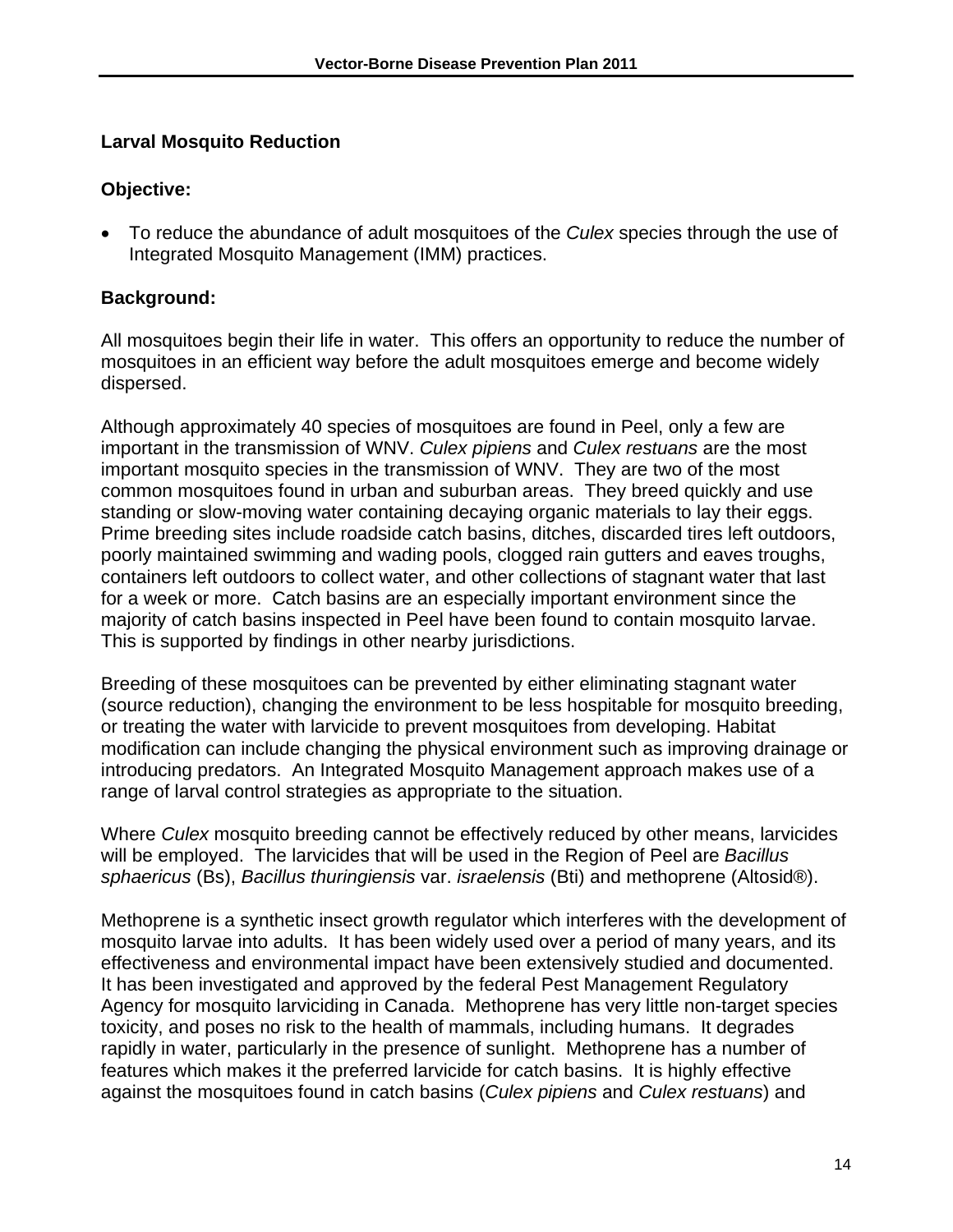## Larval Mosquito Reduction

### Objective:

- To reduce the abundance of adult mosquitoes of the *Culex* species through the use of Integrated Mosquito Management (IMM) practices.

### Background:

All mosquitoes begin their life in water. This offers an opportunity to reduce the number of mosquitoes in an efficient way before the adult mosquitoes emerge and become widely dispersed.

Although approximately 40 species of mosquitoes are found in Peel, only a few are important in the transmission of WNV. *Culex pipiens* and *Culex restuans* are the most important mosquito species in the transmission of WNV. They are two of the most common mosquitoes found in urban and suburban areas. They breed quickly and use standing or slow-moving water containing decaying organic materials to lay their eggs. Prime breeding sites include roadside catch basins, ditches, discarded tires left outdoors, poorly maintained swimming and wading pools, clogged rain gutters and eaves troughs, containers left outdoors to collect water, and other collections of stagnant water that last for a week or more. Catch basins are an especially important environment since the majority of catch basins inspected in Peel have been found to contain mosquito larvae. This is supported by findings in other nearby jurisdictions.

Breeding of these mosquitoes can be prevented by either eliminating stagnant water (source reduction), changing the environment to be less hospitable for mosquito breeding, or treating the water with larvicide to prevent mosquitoes from developing. Habitat modification can include changing the physical environment such as improving drainage or introducing predators. An Integrated Mosquito Management approach makes use of a range of larval control strategies as appropriate to the situation.

Where *Culex* mosquito breeding cannot be effectively reduced by other means, larvicides will be employed. The larvicides that will be used in the Region of Peel are *Bacillus sphaericus* (Bs), *Bacillus thuringiensis* var. *israelensis* (Bti) and methoprene (Altosid®).

Methoprene is a synthetic insect growth regulator which interferes with the development of mosquito larvae into adults. It has been widely used over a period of many years, and its effectiveness and environmental impact have been extensively studied and documented. It has been investigated and approved by the federal Pest Management Regulatory Agency for mosquito larviciding in Canada. Methoprene has very little non-target species toxicity, and poses no risk to the health of mammals, including humans. It degrades rapidly in water, particularly in the presence of sunlight. Methoprene has a number of features which makes it the preferred larvicide for catch basins. It is highly effective against the mosquitoes found in catch basins (*Culex pipiens* and *Culex restuans*) and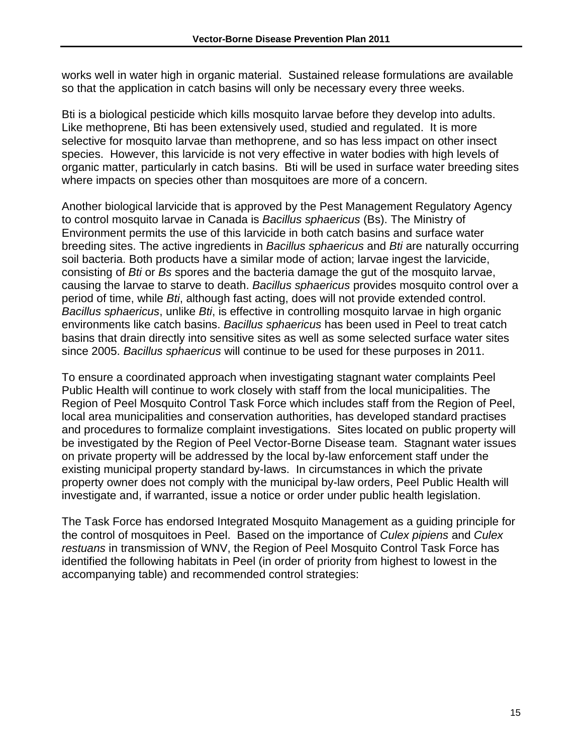works well in water high in organic material. Sustained release formulations are available so that the application in catch basins will only be necessary every three weeks.

Bti is a biological pesticide which kills mosquito larvae before they develop into adults. Like methoprene, Bti has been extensively used, studied and regulated. It is more selective for mosquito larvae than methoprene, and so has less impact on other insect species. However, this larvicide is not very effective in water bodies with high levels of organic matter, particularly in catch basins. Bti will be used in surface water breeding sites where impacts on species other than mosquitoes are more of a concern.

Another biological larvicide that is approved by the Pest Management Regulatory Agency to control mosquito larvae in Canada is *Bacillus sphaericus* (Bs). The Ministry of Environment permits the use of this larvicide in both catch basins and surface water breeding sites. The active ingredients in *Bacillus sphaericus* and *Bti* are naturally occurring soil bacteria. Both products have a similar mode of action; larvae ingest the larvicide, consisting of *Bti* or *Bs* spores and the bacteria damage the gut of the mosquito larvae, causing the larvae to starve to death. *Bacillus sphaericus* provides mosquito control over a period of time, while *Bti*, although fast acting, does will not provide extended control. *Bacillus sphaericus*, unlike *Bti*, is effective in controlling mosquito larvae in high organic environments like catch basins. *Bacillus sphaericus* has been used in Peel to treat catch basins that drain directly into sensitive sites as well as some selected surface water sites since 2005. *Bacillus sphaericus* will continue to be used for these purposes in 2011.

To ensure a coordinated approach when investigating stagnant water complaints Peel Public Health will continue to work closely with staff from the local municipalities. The Region of Peel Mosquito Control Task Force which includes staff from the Region of Peel, local area municipalities and conservation authorities, has developed standard practises and procedures to formalize complaint investigations. Sites located on public property will be investigated by the Region of Peel Vector-Borne Disease team. Stagnant water issues on private property will be addressed by the local by-law enforcement staff under the existing municipal property standard by-laws. In circumstances in which the private property owner does not comply with the municipal by-law orders, Peel Public Health will investigate and, if warranted, issue a notice or order under public health legislation.

The Task Force has endorsed Integrated Mosquito Management as a guiding principle for the control of mosquitoes in Peel. Based on the importance of *Culex pipiens* and *Culex restuans* in transmission of WNV, the Region of Peel Mosquito Control Task Force has identified the following habitats in Peel (in order of priority from highest to lowest in the accompanying table) and recommended control strategies: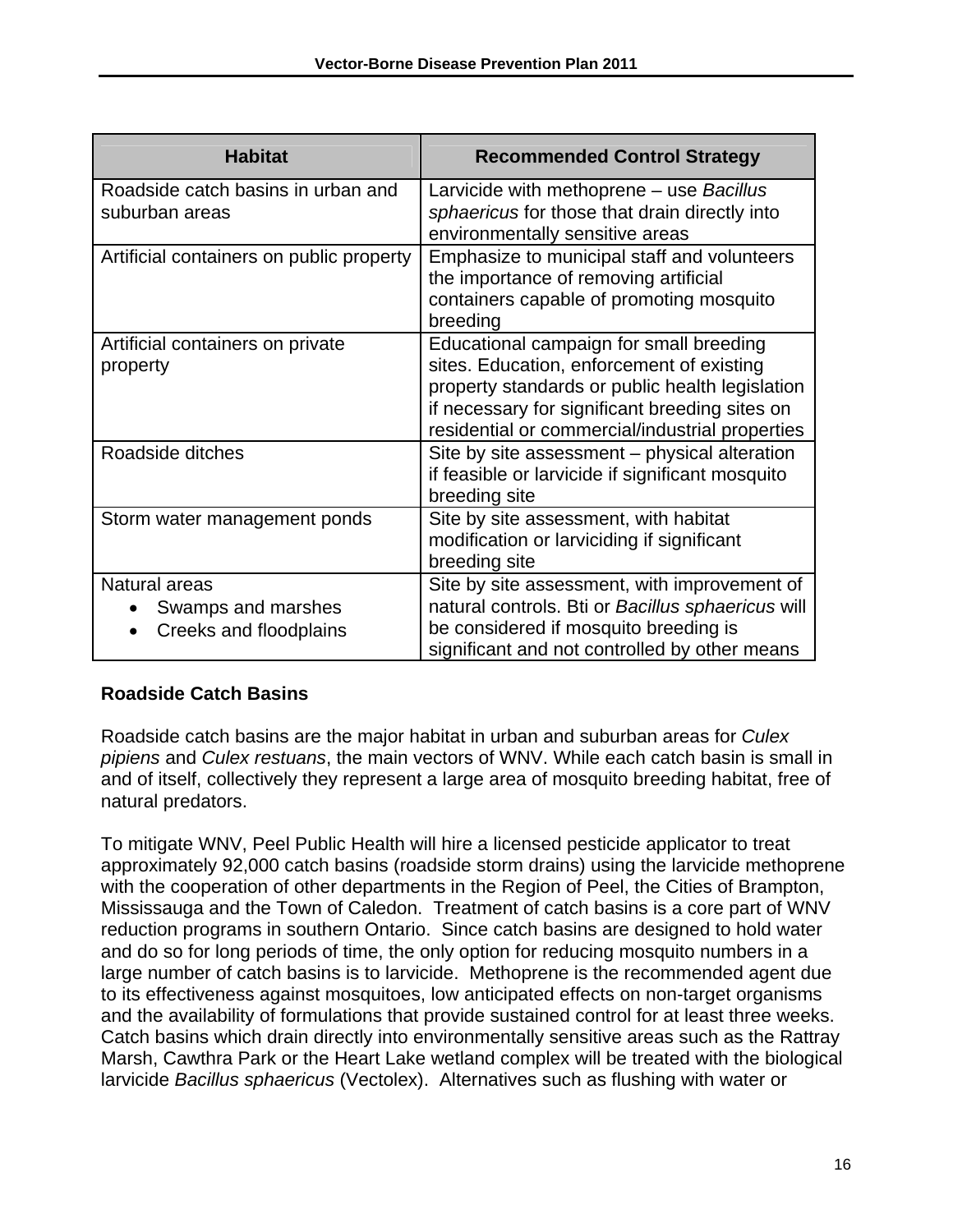| Habitat | Recommended Control Strategy |
| --- | --- |
| Roadside catch basins in urban and suburban areas | Larvicide with methoprene – use *Bacillus sphaericus* for those that drain directly into environmentally sensitive areas |
| Artificial containers on public property | Emphasize to municipal staff and volunteers the importance of removing artificial containers capable of promoting mosquito breeding |
| Artificial containers on private property | Educational campaign for small breeding sites. Education, enforcement of existing property standards or public health legislation if necessary for significant breeding sites on residential or commercial/industrial properties |
| Roadside ditches | Site by site assessment – physical alteration if feasible or larvicide if significant mosquito breeding site |
| Storm water management ponds | Site by site assessment, with habitat modification or larviciding if significant breeding site |
| Natural areas<br>• Swamps and marshes<br>• Creeks and floodplains | Site by site assessment, with improvement of natural controls. Bti or *Bacillus sphaericus* will be considered if mosquito breeding is significant and not controlled by other means |

**Roadside Catch Basins**

Roadside catch basins are the major habitat in urban and suburban areas for *Culex pipiens* and *Culex restuans*, the main vectors of WNV. While each catch basin is small in and of itself, collectively they represent a large area of mosquito breeding habitat, free of natural predators.

To mitigate WNV, Peel Public Health will hire a licensed pesticide applicator to treat approximately 92,000 catch basins (roadside storm drains) using the larvicide methoprene with the cooperation of other departments in the Region of Peel, the Cities of Brampton, Mississauga and the Town of Caledon. Treatment of catch basins is a core part of WNV reduction programs in southern Ontario. Since catch basins are designed to hold water and do so for long periods of time, the only option for reducing mosquito numbers in a large number of catch basins is to larvicide. Methoprene is the recommended agent due to its effectiveness against mosquitoes, low anticipated effects on non-target organisms and the availability of formulations that provide sustained control for at least three weeks. Catch basins which drain directly into environmentally sensitive areas such as the Rattray Marsh, Cawthra Park or the Heart Lake wetland complex will be treated with the biological larvicide *Bacillus sphaericus* (Vectolex). Alternatives such as flushing with water or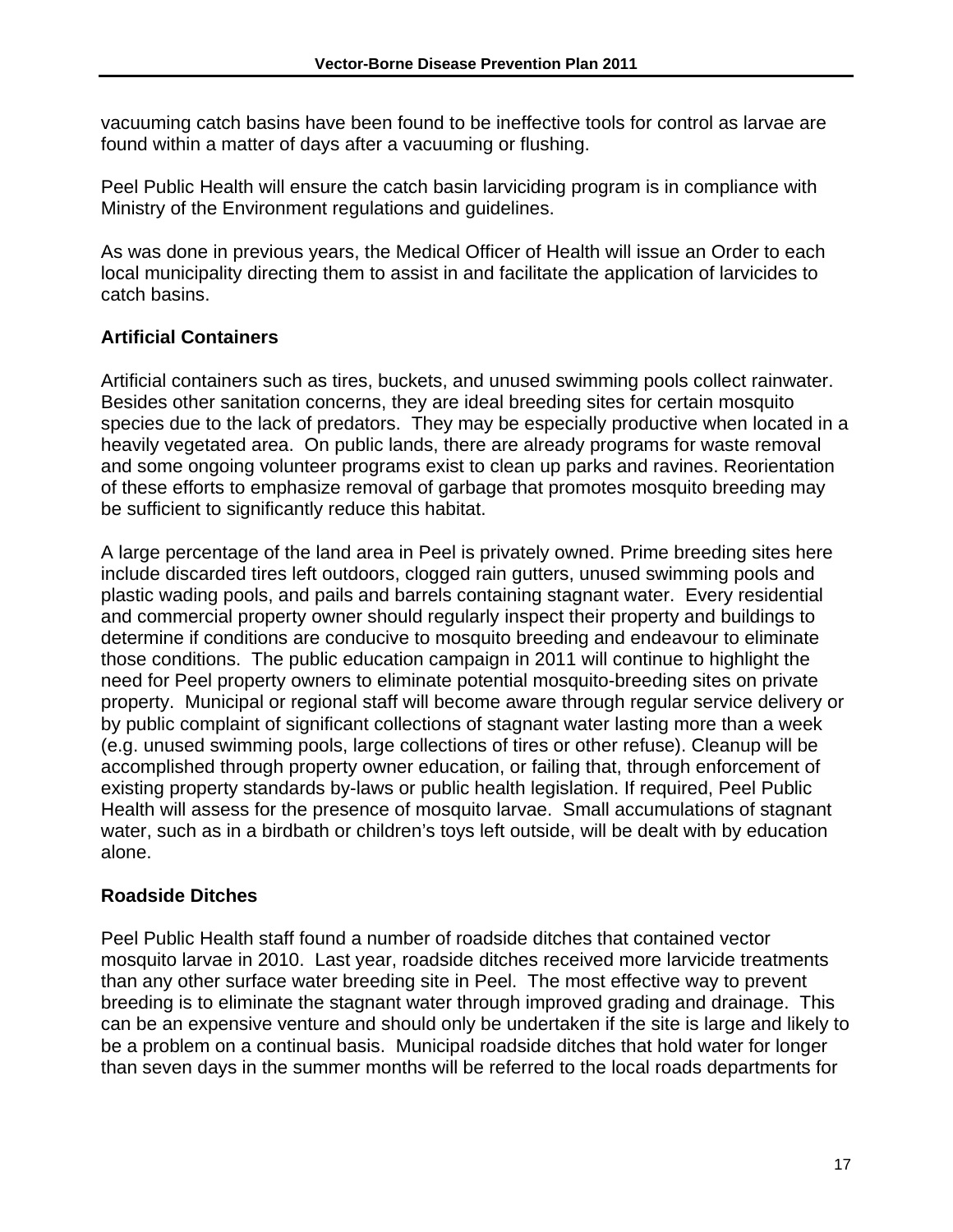vacuuming catch basins have been found to be ineffective tools for control as larvae are found within a matter of days after a vacuuming or flushing.

Peel Public Health will ensure the catch basin larviciding program is in compliance with Ministry of the Environment regulations and guidelines.

As was done in previous years, the Medical Officer of Health will issue an Order to each local municipality directing them to assist in and facilitate the application of larvicides to catch basins.

### Artificial Containers

Artificial containers such as tires, buckets, and unused swimming pools collect rainwater. Besides other sanitation concerns, they are ideal breeding sites for certain mosquito species due to the lack of predators. They may be especially productive when located in a heavily vegetated area. On public lands, there are already programs for waste removal and some ongoing volunteer programs exist to clean up parks and ravines. Reorientation of these efforts to emphasize removal of garbage that promotes mosquito breeding may be sufficient to significantly reduce this habitat.

A large percentage of the land area in Peel is privately owned. Prime breeding sites here include discarded tires left outdoors, clogged rain gutters, unused swimming pools and plastic wading pools, and pails and barrels containing stagnant water. Every residential and commercial property owner should regularly inspect their property and buildings to determine if conditions are conducive to mosquito breeding and endeavour to eliminate those conditions. The public education campaign in 2011 will continue to highlight the need for Peel property owners to eliminate potential mosquito-breeding sites on private property. Municipal or regional staff will become aware through regular service delivery or by public complaint of significant collections of stagnant water lasting more than a week (e.g. unused swimming pools, large collections of tires or other refuse). Cleanup will be accomplished through property owner education, or failing that, through enforcement of existing property standards by-laws or public health legislation. If required, Peel Public Health will assess for the presence of mosquito larvae. Small accumulations of stagnant water, such as in a birdbath or children's toys left outside, will be dealt with by education alone.

### Roadside Ditches

Peel Public Health staff found a number of roadside ditches that contained vector mosquito larvae in 2010. Last year, roadside ditches received more larvicide treatments than any other surface water breeding site in Peel. The most effective way to prevent breeding is to eliminate the stagnant water through improved grading and drainage. This can be an expensive venture and should only be undertaken if the site is large and likely to be a problem on a continual basis. Municipal roadside ditches that hold water for longer than seven days in the summer months will be referred to the local roads departments for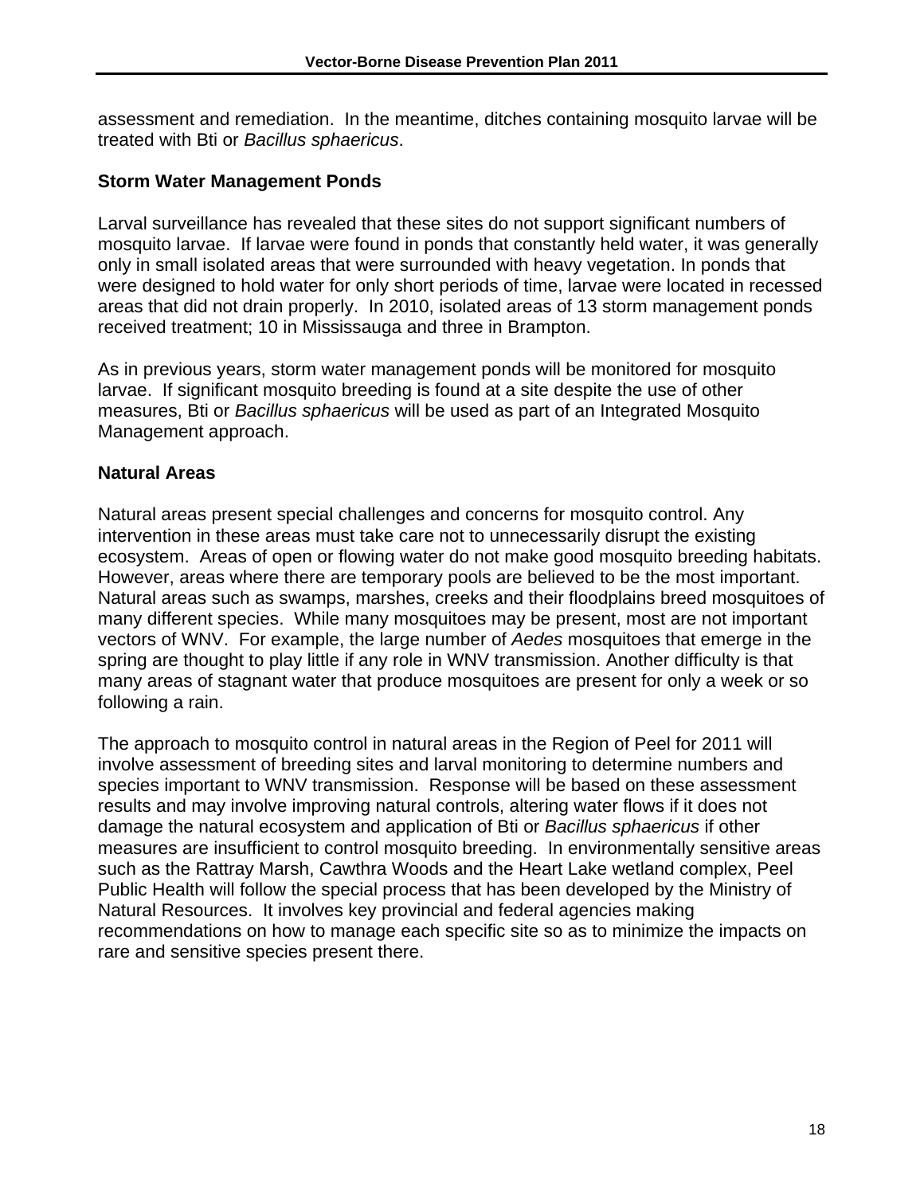assessment and remediation. In the meantime, ditches containing mosquito larvae will be treated with Bti or *Bacillus sphaericus*.

### Storm Water Management Ponds

Larval surveillance has revealed that these sites do not support significant numbers of mosquito larvae. If larvae were found in ponds that constantly held water, it was generally only in small isolated areas that were surrounded with heavy vegetation. In ponds that were designed to hold water for only short periods of time, larvae were located in recessed areas that did not drain properly. In 2010, isolated areas of 13 storm management ponds received treatment; 10 in Mississauga and three in Brampton.

As in previous years, storm water management ponds will be monitored for mosquito larvae. If significant mosquito breeding is found at a site despite the use of other measures, Bti or *Bacillus sphaericus* will be used as part of an Integrated Mosquito Management approach.

### Natural Areas

Natural areas present special challenges and concerns for mosquito control. Any intervention in these areas must take care not to unnecessarily disrupt the existing ecosystem. Areas of open or flowing water do not make good mosquito breeding habitats. However, areas where there are temporary pools are believed to be the most important. Natural areas such as swamps, marshes, creeks and their floodplains breed mosquitoes of many different species. While many mosquitoes may be present, most are not important vectors of WNV. For example, the large number of *Aedes* mosquitoes that emerge in the spring are thought to play little if any role in WNV transmission. Another difficulty is that many areas of stagnant water that produce mosquitoes are present for only a week or so following a rain.

The approach to mosquito control in natural areas in the Region of Peel for 2011 will involve assessment of breeding sites and larval monitoring to determine numbers and species important to WNV transmission. Response will be based on these assessment results and may involve improving natural controls, altering water flows if it does not damage the natural ecosystem and application of Bti or *Bacillus sphaericus* if other measures are insufficient to control mosquito breeding. In environmentally sensitive areas such as the Rattray Marsh, Cawthra Woods and the Heart Lake wetland complex, Peel Public Health will follow the special process that has been developed by the Ministry of Natural Resources. It involves key provincial and federal agencies making recommendations on how to manage each specific site so as to minimize the impacts on rare and sensitive species present there.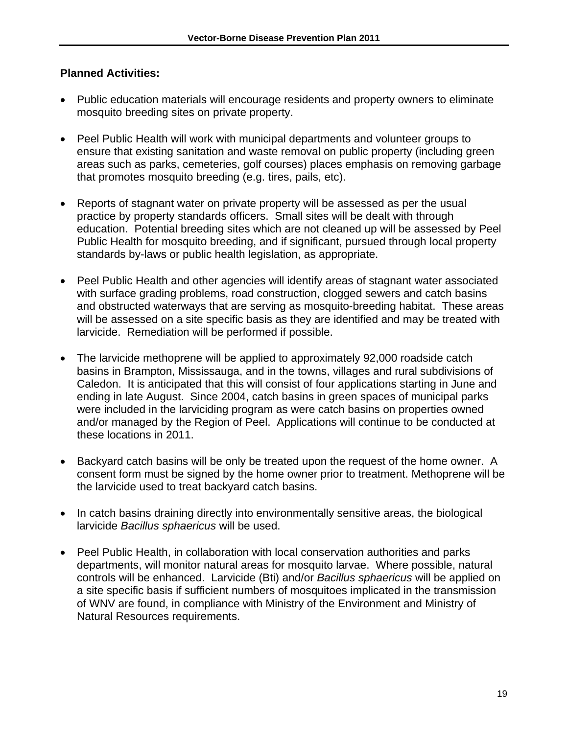**Planned Activities:**

- Public education materials will encourage residents and property owners to eliminate mosquito breeding sites on private property.
- Peel Public Health will work with municipal departments and volunteer groups to ensure that existing sanitation and waste removal on public property (including green areas such as parks, cemeteries, golf courses) places emphasis on removing garbage that promotes mosquito breeding (e.g. tires, pails, etc).
- Reports of stagnant water on private property will be assessed as per the usual practice by property standards officers. Small sites will be dealt with through education. Potential breeding sites which are not cleaned up will be assessed by Peel Public Health for mosquito breeding, and if significant, pursued through local property standards by-laws or public health legislation, as appropriate.
- Peel Public Health and other agencies will identify areas of stagnant water associated with surface grading problems, road construction, clogged sewers and catch basins and obstructed waterways that are serving as mosquito-breeding habitat. These areas will be assessed on a site specific basis as they are identified and may be treated with larvicide. Remediation will be performed if possible.
- The larvicide methoprene will be applied to approximately 92,000 roadside catch basins in Brampton, Mississauga, and in the towns, villages and rural subdivisions of Caledon. It is anticipated that this will consist of four applications starting in June and ending in late August. Since 2004, catch basins in green spaces of municipal parks were included in the larviciding program as were catch basins on properties owned and/or managed by the Region of Peel. Applications will continue to be conducted at these locations in 2011.
- Backyard catch basins will be only be treated upon the request of the home owner. A consent form must be signed by the home owner prior to treatment. Methoprene will be the larvicide used to treat backyard catch basins.
- In catch basins draining directly into environmentally sensitive areas, the biological larvicide *Bacillus sphaericus* will be used.
- Peel Public Health, in collaboration with local conservation authorities and parks departments, will monitor natural areas for mosquito larvae. Where possible, natural controls will be enhanced. Larvicide (Bti) and/or *Bacillus sphaericus* will be applied on a site specific basis if sufficient numbers of mosquitoes implicated in the transmission of WNV are found, in compliance with Ministry of the Environment and Ministry of Natural Resources requirements.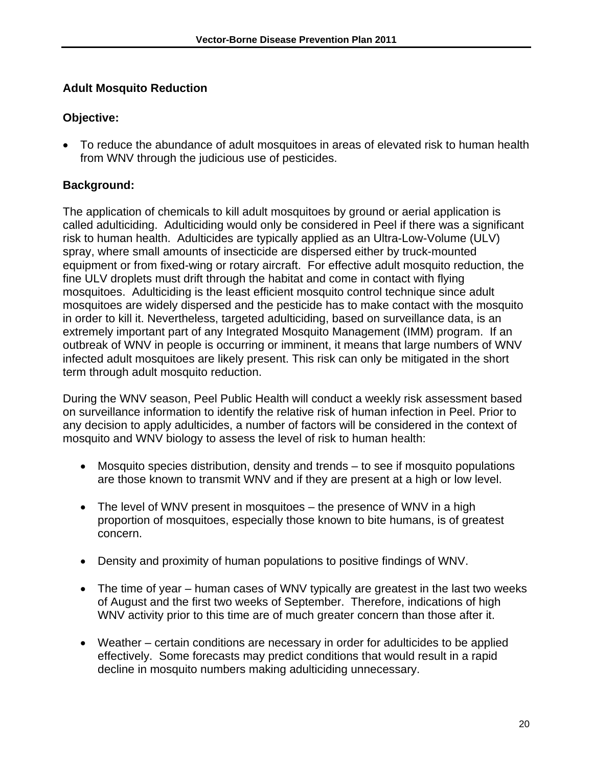## Adult Mosquito Reduction

### Objective:

- To reduce the abundance of adult mosquitoes in areas of elevated risk to human health from WNV through the judicious use of pesticides.

### Background:

The application of chemicals to kill adult mosquitoes by ground or aerial application is called adulticiding. Adulticiding would only be considered in Peel if there was a significant risk to human health. Adulticides are typically applied as an Ultra-Low-Volume (ULV) spray, where small amounts of insecticide are dispersed either by truck-mounted equipment or from fixed-wing or rotary aircraft. For effective adult mosquito reduction, the fine ULV droplets must drift through the habitat and come in contact with flying mosquitoes. Adulticiding is the least efficient mosquito control technique since adult mosquitoes are widely dispersed and the pesticide has to make contact with the mosquito in order to kill it. Nevertheless, targeted adulticiding, based on surveillance data, is an extremely important part of any Integrated Mosquito Management (IMM) program. If an outbreak of WNV in people is occurring or imminent, it means that large numbers of WNV infected adult mosquitoes are likely present. This risk can only be mitigated in the short term through adult mosquito reduction.

During the WNV season, Peel Public Health will conduct a weekly risk assessment based on surveillance information to identify the relative risk of human infection in Peel. Prior to any decision to apply adulticides, a number of factors will be considered in the context of mosquito and WNV biology to assess the level of risk to human health:

- Mosquito species distribution, density and trends – to see if mosquito populations are those known to transmit WNV and if they are present at a high or low level.
- The level of WNV present in mosquitoes – the presence of WNV in a high proportion of mosquitoes, especially those known to bite humans, is of greatest concern.
- Density and proximity of human populations to positive findings of WNV.
- The time of year – human cases of WNV typically are greatest in the last two weeks of August and the first two weeks of September. Therefore, indications of high WNV activity prior to this time are of much greater concern than those after it.
- Weather – certain conditions are necessary in order for adulticides to be applied effectively. Some forecasts may predict conditions that would result in a rapid decline in mosquito numbers making adulticiding unnecessary.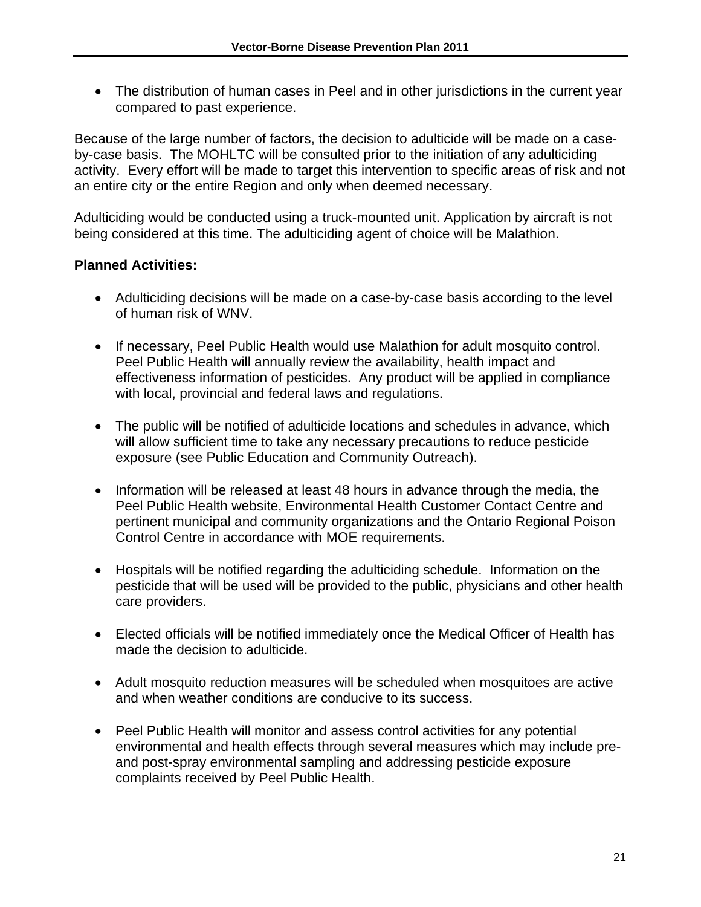- The distribution of human cases in Peel and in other jurisdictions in the current year compared to past experience.

Because of the large number of factors, the decision to adulticide will be made on a case-by-case basis. The MOHLTC will be consulted prior to the initiation of any adulticiding activity. Every effort will be made to target this intervention to specific areas of risk and not an entire city or the entire Region and only when deemed necessary.

Adulticiding would be conducted using a truck-mounted unit. Application by aircraft is not being considered at this time. The adulticiding agent of choice will be Malathion.

**Planned Activities:**

- Adulticiding decisions will be made on a case-by-case basis according to the level of human risk of WNV.

- If necessary, Peel Public Health would use Malathion for adult mosquito control. Peel Public Health will annually review the availability, health impact and effectiveness information of pesticides. Any product will be applied in compliance with local, provincial and federal laws and regulations.

- The public will be notified of adulticide locations and schedules in advance, which will allow sufficient time to take any necessary precautions to reduce pesticide exposure (see Public Education and Community Outreach).

- Information will be released at least 48 hours in advance through the media, the Peel Public Health website, Environmental Health Customer Contact Centre and pertinent municipal and community organizations and the Ontario Regional Poison Control Centre in accordance with MOE requirements.

- Hospitals will be notified regarding the adulticiding schedule. Information on the pesticide that will be used will be provided to the public, physicians and other health care providers.

- Elected officials will be notified immediately once the Medical Officer of Health has made the decision to adulticide.

- Adult mosquito reduction measures will be scheduled when mosquitoes are active and when weather conditions are conducive to its success.

- Peel Public Health will monitor and assess control activities for any potential environmental and health effects through several measures which may include pre- and post-spray environmental sampling and addressing pesticide exposure complaints received by Peel Public Health.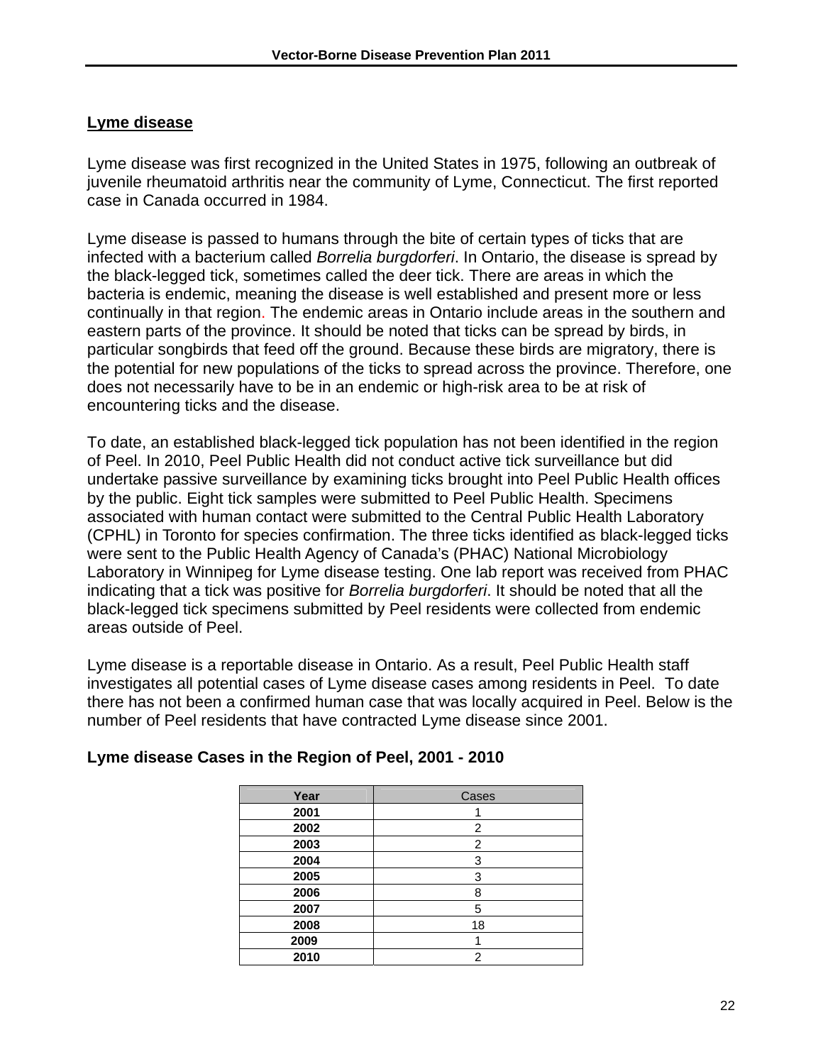## Lyme disease

Lyme disease was first recognized in the United States in 1975, following an outbreak of juvenile rheumatoid arthritis near the community of Lyme, Connecticut. The first reported case in Canada occurred in 1984.

Lyme disease is passed to humans through the bite of certain types of ticks that are infected with a bacterium called *Borrelia burgdorferi*. In Ontario, the disease is spread by the black-legged tick, sometimes called the deer tick. There are areas in which the bacteria is endemic, meaning the disease is well established and present more or less continually in that region. The endemic areas in Ontario include areas in the southern and eastern parts of the province. It should be noted that ticks can be spread by birds, in particular songbirds that feed off the ground. Because these birds are migratory, there is the potential for new populations of the ticks to spread across the province. Therefore, one does not necessarily have to be in an endemic or high-risk area to be at risk of encountering ticks and the disease.

To date, an established black-legged tick population has not been identified in the region of Peel. In 2010, Peel Public Health did not conduct active tick surveillance but did undertake passive surveillance by examining ticks brought into Peel Public Health offices by the public. Eight tick samples were submitted to Peel Public Health. Specimens associated with human contact were submitted to the Central Public Health Laboratory (CPHL) in Toronto for species confirmation. The three ticks identified as black-legged ticks were sent to the Public Health Agency of Canada's (PHAC) National Microbiology Laboratory in Winnipeg for Lyme disease testing. One lab report was received from PHAC indicating that a tick was positive for *Borrelia burgdorferi*. It should be noted that all the black-legged tick specimens submitted by Peel residents were collected from endemic areas outside of Peel.

Lyme disease is a reportable disease in Ontario. As a result, Peel Public Health staff investigates all potential cases of Lyme disease cases among residents in Peel. To date there has not been a confirmed human case that was locally acquired in Peel. Below is the number of Peel residents that have contracted Lyme disease since 2001.

**Lyme disease Cases in the Region of Peel, 2001 - 2010**

| Year | Cases |
|---|---|
| 2001 | 1 |
| 2002 | 2 |
| 2003 | 2 |
| 2004 | 3 |
| 2005 | 3 |
| 2006 | 8 |
| 2007 | 5 |
| 2008 | 18 |
| 2009 | 1 |
| 2010 | 2 |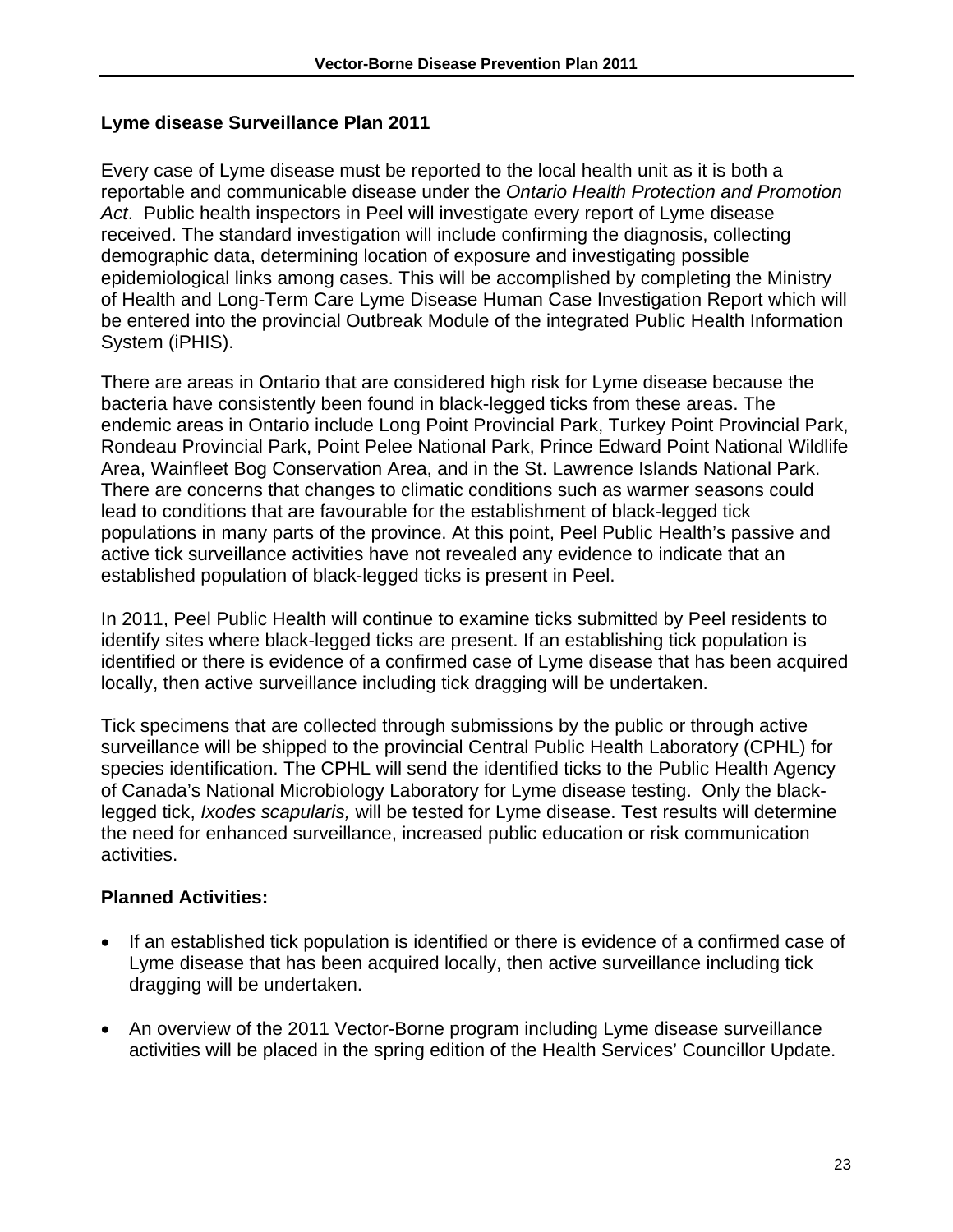## Lyme disease Surveillance Plan 2011

Every case of Lyme disease must be reported to the local health unit as it is both a reportable and communicable disease under the *Ontario Health Protection and Promotion Act*. Public health inspectors in Peel will investigate every report of Lyme disease received. The standard investigation will include confirming the diagnosis, collecting demographic data, determining location of exposure and investigating possible epidemiological links among cases. This will be accomplished by completing the Ministry of Health and Long-Term Care Lyme Disease Human Case Investigation Report which will be entered into the provincial Outbreak Module of the integrated Public Health Information System (iPHIS).

There are areas in Ontario that are considered high risk for Lyme disease because the bacteria have consistently been found in black-legged ticks from these areas. The endemic areas in Ontario include Long Point Provincial Park, Turkey Point Provincial Park, Rondeau Provincial Park, Point Pelee National Park, Prince Edward Point National Wildlife Area, Wainfleet Bog Conservation Area, and in the St. Lawrence Islands National Park. There are concerns that changes to climatic conditions such as warmer seasons could lead to conditions that are favourable for the establishment of black-legged tick populations in many parts of the province. At this point, Peel Public Health's passive and active tick surveillance activities have not revealed any evidence to indicate that an established population of black-legged ticks is present in Peel.

In 2011, Peel Public Health will continue to examine ticks submitted by Peel residents to identify sites where black-legged ticks are present. If an establishing tick population is identified or there is evidence of a confirmed case of Lyme disease that has been acquired locally, then active surveillance including tick dragging will be undertaken.

Tick specimens that are collected through submissions by the public or through active surveillance will be shipped to the provincial Central Public Health Laboratory (CPHL) for species identification. The CPHL will send the identified ticks to the Public Health Agency of Canada's National Microbiology Laboratory for Lyme disease testing. Only the black-legged tick, *Ixodes scapularis,* will be tested for Lyme disease. Test results will determine the need for enhanced surveillance, increased public education or risk communication activities.

### Planned Activities:

- If an established tick population is identified or there is evidence of a confirmed case of Lyme disease that has been acquired locally, then active surveillance including tick dragging will be undertaken.
- An overview of the 2011 Vector-Borne program including Lyme disease surveillance activities will be placed in the spring edition of the Health Services' Councillor Update.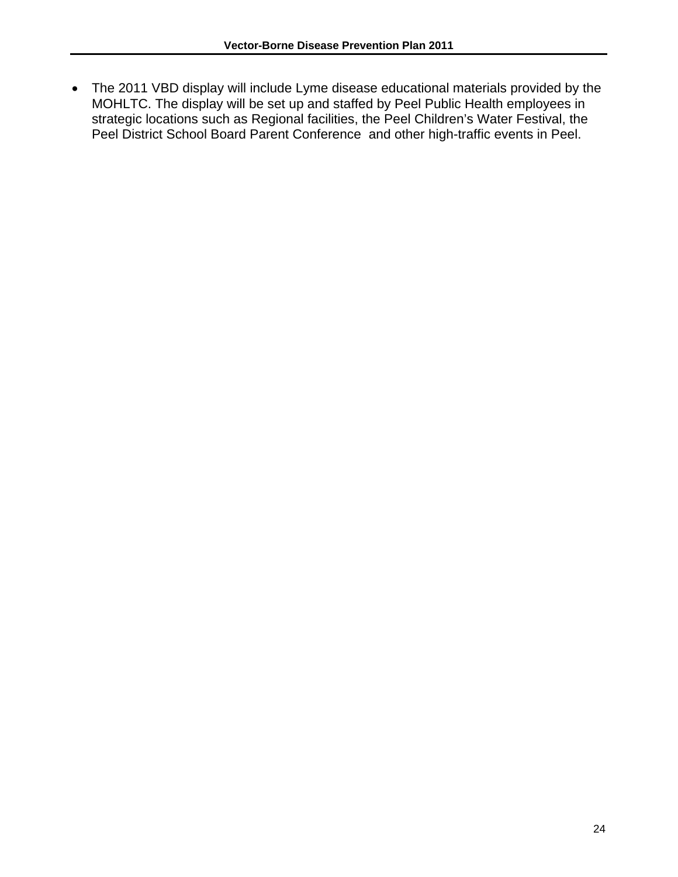- The 2011 VBD display will include Lyme disease educational materials provided by the MOHLTC. The display will be set up and staffed by Peel Public Health employees in strategic locations such as Regional facilities, the Peel Children's Water Festival, the Peel District School Board Parent Conference and other high-traffic events in Peel.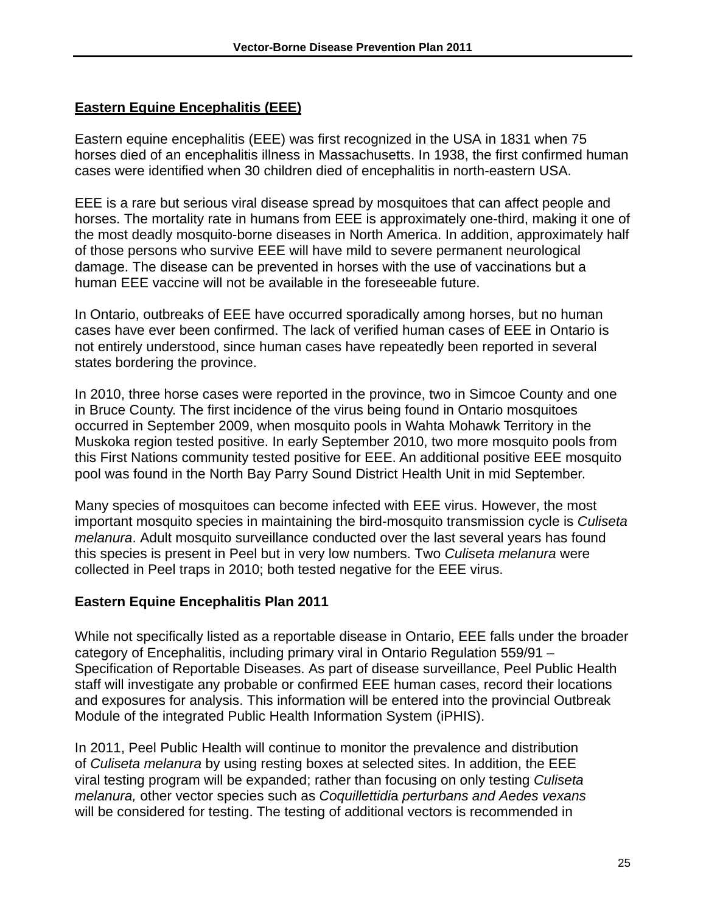## Eastern Equine Encephalitis (EEE)

Eastern equine encephalitis (EEE) was first recognized in the USA in 1831 when 75 horses died of an encephalitis illness in Massachusetts. In 1938, the first confirmed human cases were identified when 30 children died of encephalitis in north-eastern USA.

EEE is a rare but serious viral disease spread by mosquitoes that can affect people and horses. The mortality rate in humans from EEE is approximately one-third, making it one of the most deadly mosquito-borne diseases in North America. In addition, approximately half of those persons who survive EEE will have mild to severe permanent neurological damage. The disease can be prevented in horses with the use of vaccinations but a human EEE vaccine will not be available in the foreseeable future.

In Ontario, outbreaks of EEE have occurred sporadically among horses, but no human cases have ever been confirmed. The lack of verified human cases of EEE in Ontario is not entirely understood, since human cases have repeatedly been reported in several states bordering the province.

In 2010, three horse cases were reported in the province, two in Simcoe County and one in Bruce County. The first incidence of the virus being found in Ontario mosquitoes occurred in September 2009, when mosquito pools in Wahta Mohawk Territory in the Muskoka region tested positive. In early September 2010, two more mosquito pools from this First Nations community tested positive for EEE. An additional positive EEE mosquito pool was found in the North Bay Parry Sound District Health Unit in mid September.

Many species of mosquitoes can become infected with EEE virus. However, the most important mosquito species in maintaining the bird-mosquito transmission cycle is *Culiseta melanura*. Adult mosquito surveillance conducted over the last several years has found this species is present in Peel but in very low numbers. Two *Culiseta melanura* were collected in Peel traps in 2010; both tested negative for the EEE virus.

### Eastern Equine Encephalitis Plan 2011

While not specifically listed as a reportable disease in Ontario, EEE falls under the broader category of Encephalitis, including primary viral in Ontario Regulation 559/91 – Specification of Reportable Diseases. As part of disease surveillance, Peel Public Health staff will investigate any probable or confirmed EEE human cases, record their locations and exposures for analysis. This information will be entered into the provincial Outbreak Module of the integrated Public Health Information System (iPHIS).

In 2011, Peel Public Health will continue to monitor the prevalence and distribution of *Culiseta melanura* by using resting boxes at selected sites. In addition, the EEE viral testing program will be expanded; rather than focusing on only testing *Culiseta melanura,* other vector species such as *Coquillettidia perturbans and Aedes vexans* will be considered for testing. The testing of additional vectors is recommended in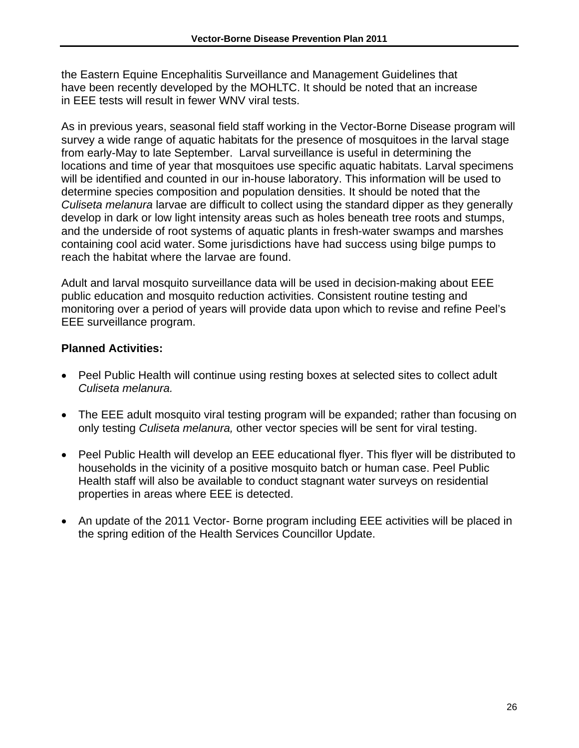the Eastern Equine Encephalitis Surveillance and Management Guidelines that have been recently developed by the MOHLTC. It should be noted that an increase in EEE tests will result in fewer WNV viral tests.

As in previous years, seasonal field staff working in the Vector-Borne Disease program will survey a wide range of aquatic habitats for the presence of mosquitoes in the larval stage from early-May to late September. Larval surveillance is useful in determining the locations and time of year that mosquitoes use specific aquatic habitats. Larval specimens will be identified and counted in our in-house laboratory. This information will be used to determine species composition and population densities. It should be noted that the *Culiseta melanura* larvae are difficult to collect using the standard dipper as they generally develop in dark or low light intensity areas such as holes beneath tree roots and stumps, and the underside of root systems of aquatic plants in fresh-water swamps and marshes containing cool acid water. Some jurisdictions have had success using bilge pumps to reach the habitat where the larvae are found.

Adult and larval mosquito surveillance data will be used in decision-making about EEE public education and mosquito reduction activities. Consistent routine testing and monitoring over a period of years will provide data upon which to revise and refine Peel's EEE surveillance program.

**Planned Activities:**

- Peel Public Health will continue using resting boxes at selected sites to collect adult *Culiseta melanura.*
- The EEE adult mosquito viral testing program will be expanded; rather than focusing on only testing *Culiseta melanura,* other vector species will be sent for viral testing.
- Peel Public Health will develop an EEE educational flyer. This flyer will be distributed to households in the vicinity of a positive mosquito batch or human case. Peel Public Health staff will also be available to conduct stagnant water surveys on residential properties in areas where EEE is detected.
- An update of the 2011 Vector- Borne program including EEE activities will be placed in the spring edition of the Health Services Councillor Update.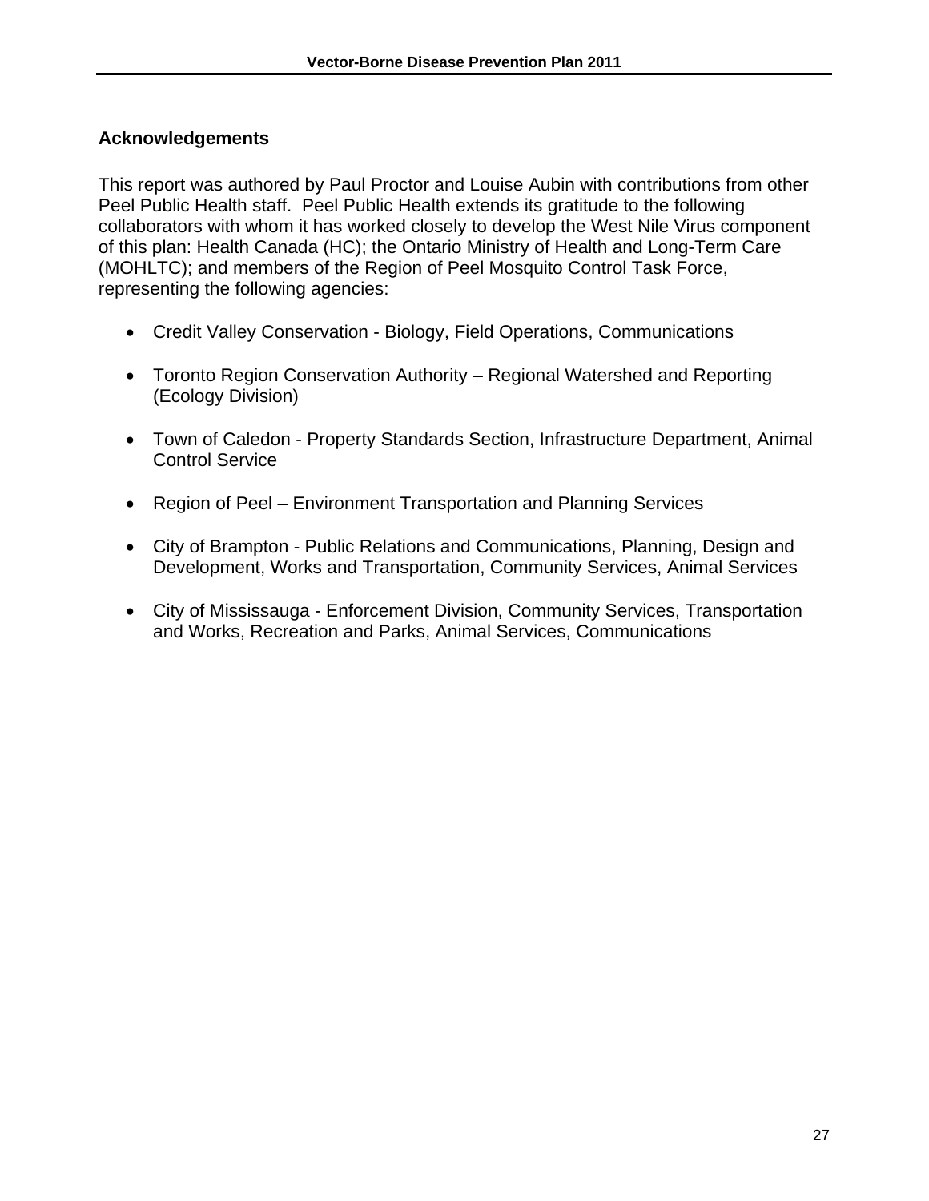## Acknowledgements

This report was authored by Paul Proctor and Louise Aubin with contributions from other Peel Public Health staff. Peel Public Health extends its gratitude to the following collaborators with whom it has worked closely to develop the West Nile Virus component of this plan: Health Canada (HC); the Ontario Ministry of Health and Long-Term Care (MOHLTC); and members of the Region of Peel Mosquito Control Task Force, representing the following agencies:

- Credit Valley Conservation - Biology, Field Operations, Communications
- Toronto Region Conservation Authority – Regional Watershed and Reporting (Ecology Division)
- Town of Caledon - Property Standards Section, Infrastructure Department, Animal Control Service
- Region of Peel – Environment Transportation and Planning Services
- City of Brampton - Public Relations and Communications, Planning, Design and Development, Works and Transportation, Community Services, Animal Services
- City of Mississauga - Enforcement Division, Community Services, Transportation and Works, Recreation and Parks, Animal Services, Communications